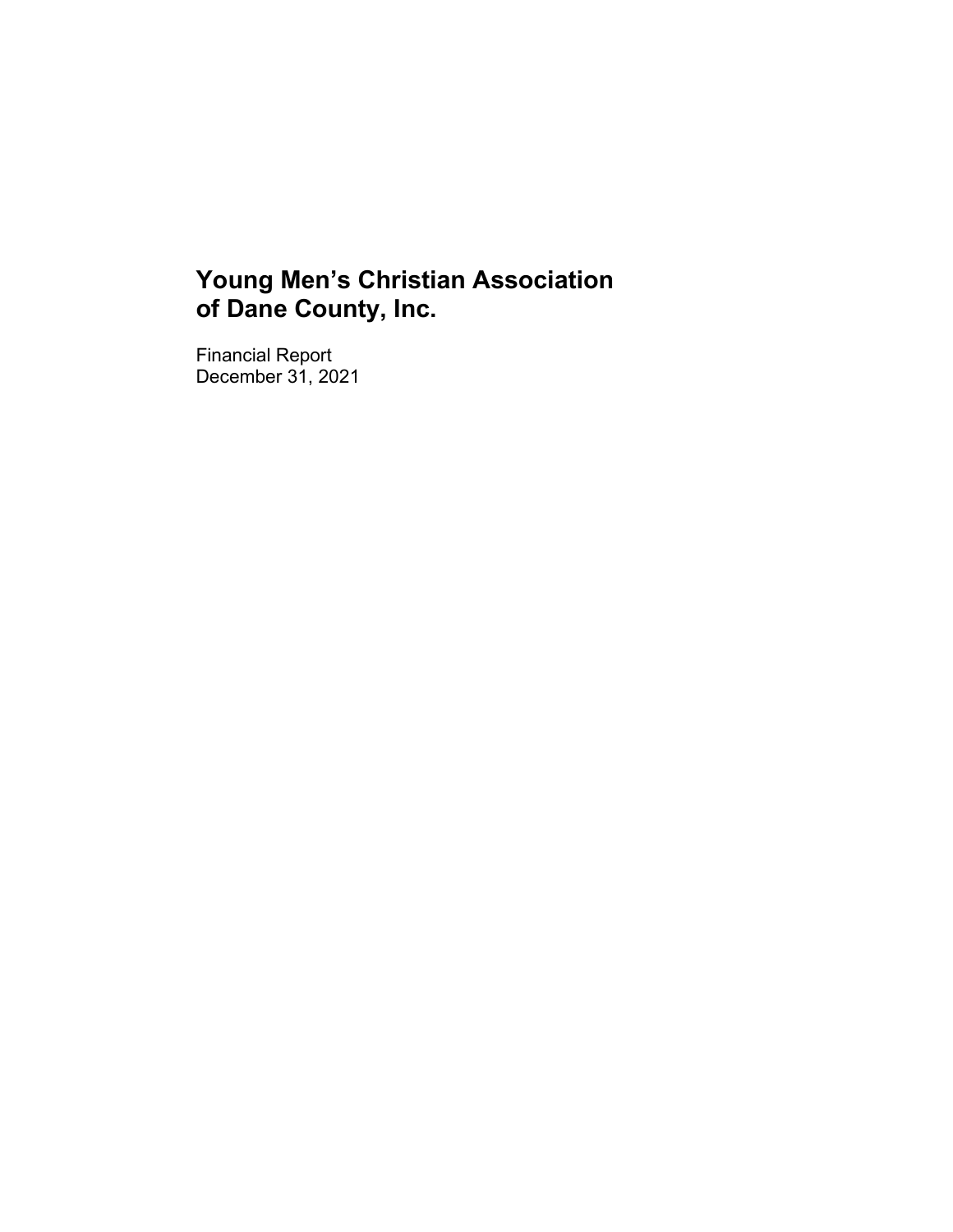# Young Men's Christian Association of Dane County, Inc.

Financial Report
December 31, 2021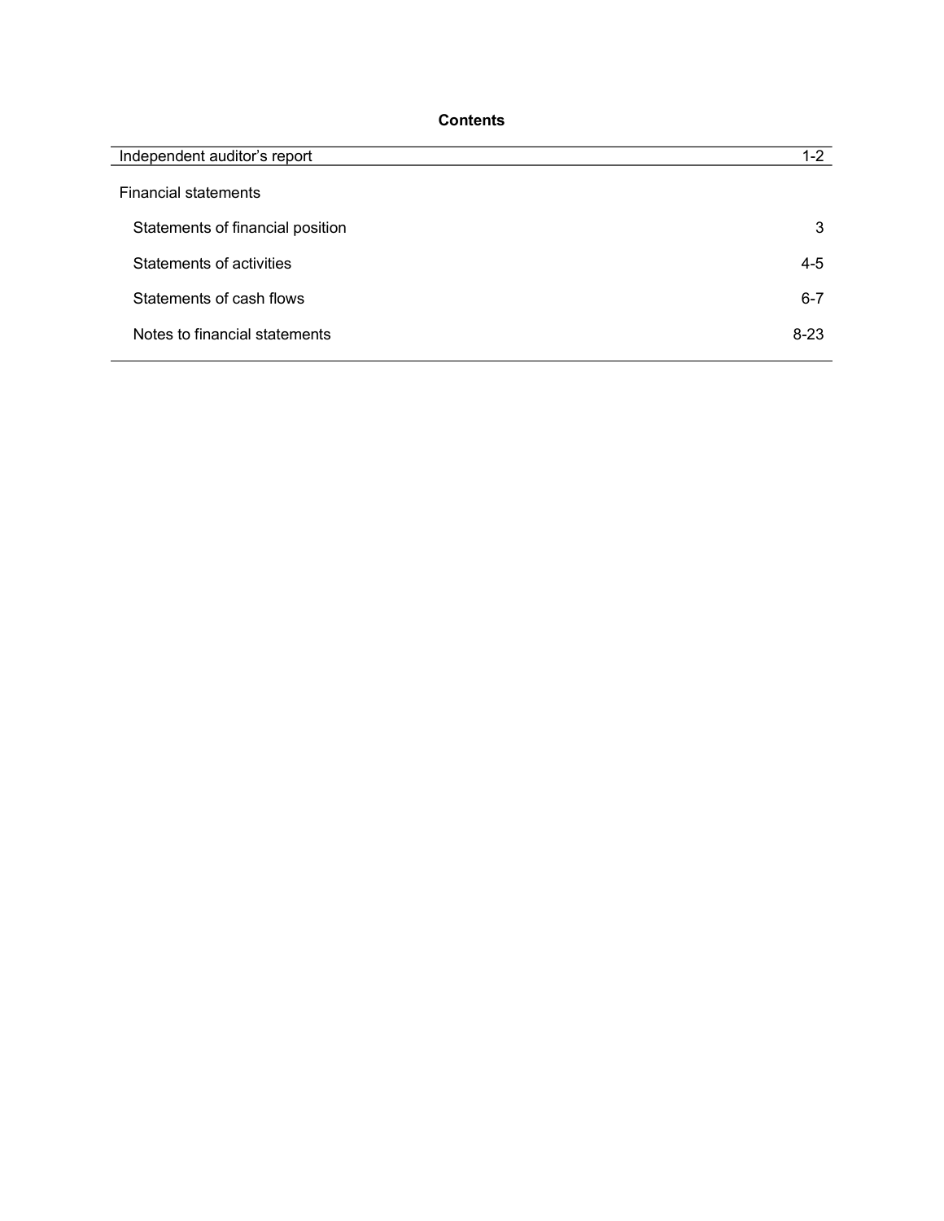# Contents

| | |
|---|---|
| Independent auditor's report | 1-2 |
| Financial statements | |
| Statements of financial position | 3 |
| Statements of activities | 4-5 |
| Statements of cash flows | 6-7 |
| Notes to financial statements | 8-23 |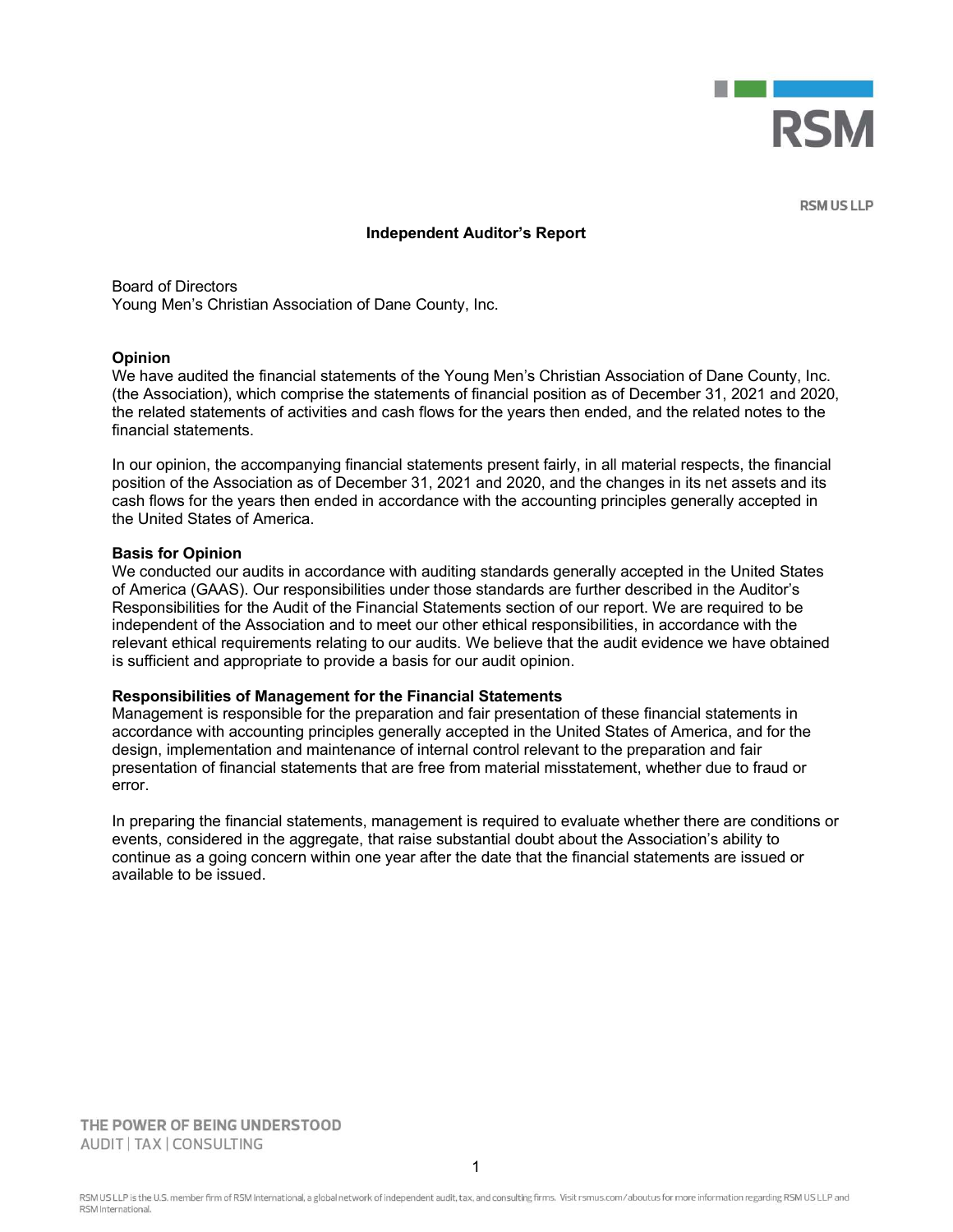RSM US LLP

# Independent Auditor's Report

Board of Directors
Young Men's Christian Association of Dane County, Inc.

**Opinion**
We have audited the financial statements of the Young Men's Christian Association of Dane County, Inc. (the Association), which comprise the statements of financial position as of December 31, 2021 and 2020, the related statements of activities and cash flows for the years then ended, and the related notes to the financial statements.

In our opinion, the accompanying financial statements present fairly, in all material respects, the financial position of the Association as of December 31, 2021 and 2020, and the changes in its net assets and its cash flows for the years then ended in accordance with the accounting principles generally accepted in the United States of America.

**Basis for Opinion**
We conducted our audits in accordance with auditing standards generally accepted in the United States of America (GAAS). Our responsibilities under those standards are further described in the Auditor's Responsibilities for the Audit of the Financial Statements section of our report. We are required to be independent of the Association and to meet our other ethical responsibilities, in accordance with the relevant ethical requirements relating to our audits. We believe that the audit evidence we have obtained is sufficient and appropriate to provide a basis for our audit opinion.

**Responsibilities of Management for the Financial Statements**
Management is responsible for the preparation and fair presentation of these financial statements in accordance with accounting principles generally accepted in the United States of America, and for the design, implementation and maintenance of internal control relevant to the preparation and fair presentation of financial statements that are free from material misstatement, whether due to fraud or error.

In preparing the financial statements, management is required to evaluate whether there are conditions or events, considered in the aggregate, that raise substantial doubt about the Association's ability to continue as a going concern within one year after the date that the financial statements are issued or available to be issued.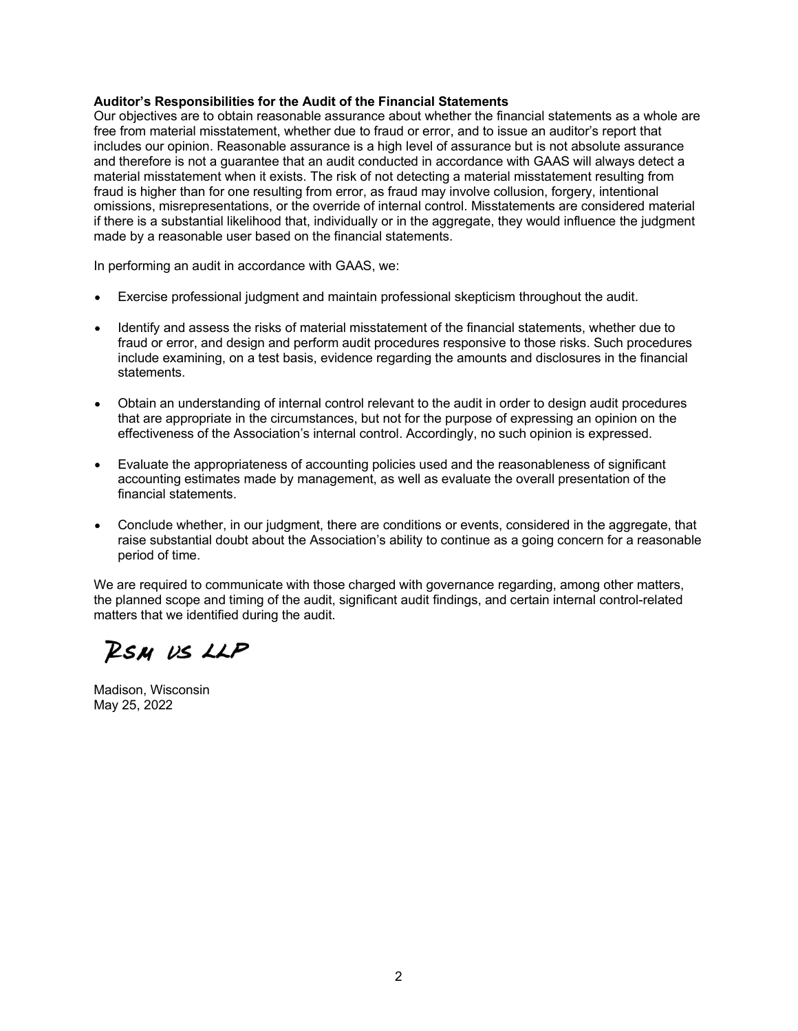**Auditor's Responsibilities for the Audit of the Financial Statements**

Our objectives are to obtain reasonable assurance about whether the financial statements as a whole are free from material misstatement, whether due to fraud or error, and to issue an auditor's report that includes our opinion. Reasonable assurance is a high level of assurance but is not absolute assurance and therefore is not a guarantee that an audit conducted in accordance with GAAS will always detect a material misstatement when it exists. The risk of not detecting a material misstatement resulting from fraud is higher than for one resulting from error, as fraud may involve collusion, forgery, intentional omissions, misrepresentations, or the override of internal control. Misstatements are considered material if there is a substantial likelihood that, individually or in the aggregate, they would influence the judgment made by a reasonable user based on the financial statements.

In performing an audit in accordance with GAAS, we:

- Exercise professional judgment and maintain professional skepticism throughout the audit.
- Identify and assess the risks of material misstatement of the financial statements, whether due to fraud or error, and design and perform audit procedures responsive to those risks. Such procedures include examining, on a test basis, evidence regarding the amounts and disclosures in the financial statements.
- Obtain an understanding of internal control relevant to the audit in order to design audit procedures that are appropriate in the circumstances, but not for the purpose of expressing an opinion on the effectiveness of the Association's internal control. Accordingly, no such opinion is expressed.
- Evaluate the appropriateness of accounting policies used and the reasonableness of significant accounting estimates made by management, as well as evaluate the overall presentation of the financial statements.
- Conclude whether, in our judgment, there are conditions or events, considered in the aggregate, that raise substantial doubt about the Association's ability to continue as a going concern for a reasonable period of time.

We are required to communicate with those charged with governance regarding, among other matters, the planned scope and timing of the audit, significant audit findings, and certain internal control-related matters that we identified during the audit.

RSM US LLP

Madison, Wisconsin
May 25, 2022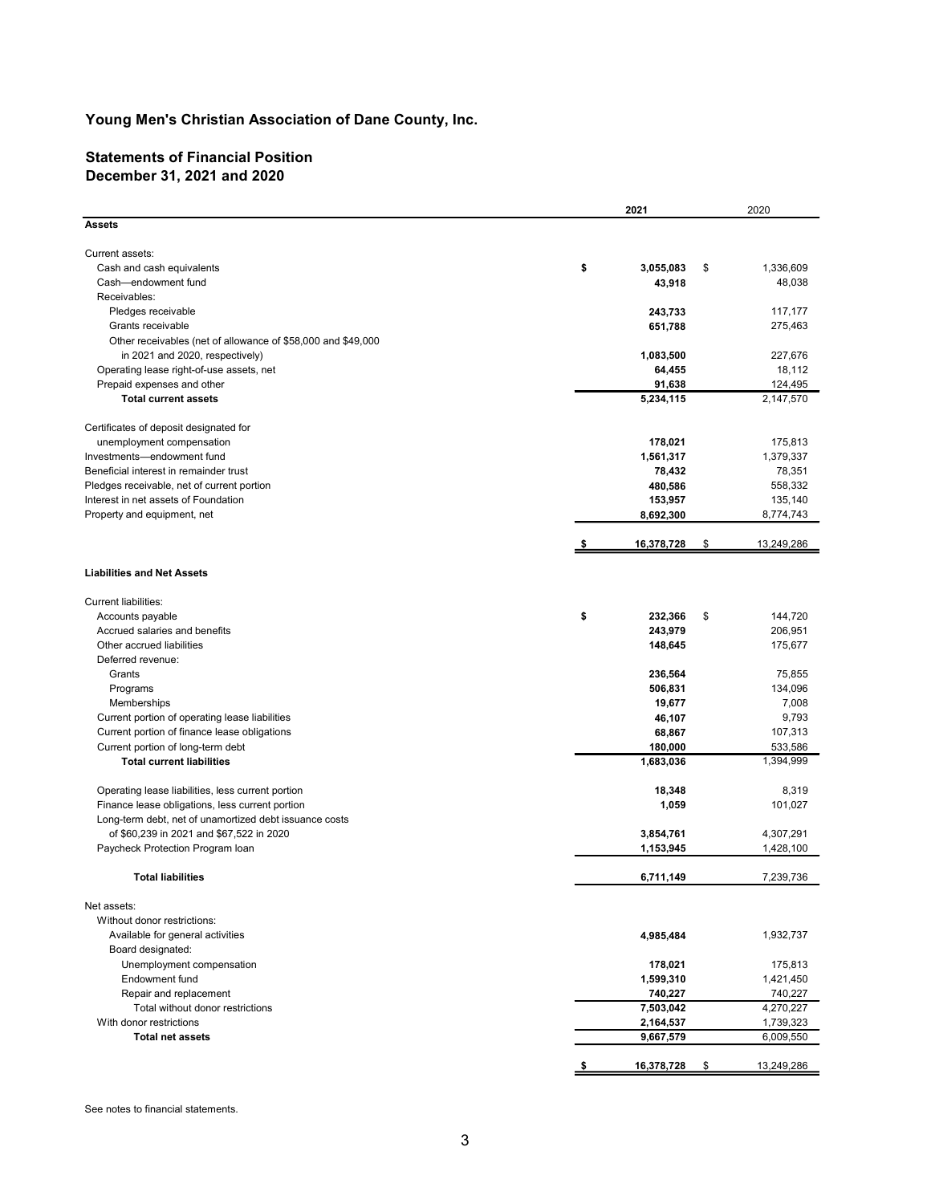# Young Men's Christian Association of Dane County, Inc.

## Statements of Financial Position
## December 31, 2021 and 2020

| | 2021 | 2020 |
|---|---|---|
| **Assets** | | |
| Current assets: | | |
| Cash and cash equivalents | $ 3,055,083 | $ 1,336,609 |
| Cash—endowment fund | 43,918 | 48,038 |
| Receivables: | | |
| Pledges receivable | 243,733 | 117,177 |
| Grants receivable | 651,788 | 275,463 |
| Other receivables (net of allowance of $58,000 and $49,000 in 2021 and 2020, respectively) | 1,083,500 | 227,676 |
| Operating lease right-of-use assets, net | 64,455 | 18,112 |
| Prepaid expenses and other | 91,638 | 124,495 |
| **Total current assets** | 5,234,115 | 2,147,570 |
| Certificates of deposit designated for unemployment compensation | 178,021 | 175,813 |
| Investments—endowment fund | 1,561,317 | 1,379,337 |
| Beneficial interest in remainder trust | 78,432 | 78,351 |
| Pledges receivable, net of current portion | 480,586 | 558,332 |
| Interest in net assets of Foundation | 153,957 | 135,140 |
| Property and equipment, net | 8,692,300 | 8,774,743 |
| | $ 16,378,728 | $ 13,249,286 |
| **Liabilities and Net Assets** | | |
| Current liabilities: | | |
| Accounts payable | $ 232,366 | $ 144,720 |
| Accrued salaries and benefits | 243,979 | 206,951 |
| Other accrued liabilities | 148,645 | 175,677 |
| Deferred revenue: | | |
| Grants | 236,564 | 75,855 |
| Programs | 506,831 | 134,096 |
| Memberships | 19,677 | 7,008 |
| Current portion of operating lease liabilities | 46,107 | 9,793 |
| Current portion of finance lease obligations | 68,867 | 107,313 |
| Current portion of long-term debt | 180,000 | 533,586 |
| **Total current liabilities** | 1,683,036 | 1,394,999 |
| Operating lease liabilities, less current portion | 18,348 | 8,319 |
| Finance lease obligations, less current portion | 1,059 | 101,027 |
| Long-term debt, net of unamortized debt issuance costs of $60,239 in 2021 and $67,522 in 2020 | 3,854,761 | 4,307,291 |
| Paycheck Protection Program loan | 1,153,945 | 1,428,100 |
| **Total liabilities** | 6,711,149 | 7,239,736 |
| Net assets: | | |
| Without donor restrictions: | | |
| Available for general activities | 4,985,484 | 1,932,737 |
| Board designated: | | |
| Unemployment compensation | 178,021 | 175,813 |
| Endowment fund | 1,599,310 | 1,421,450 |
| Repair and replacement | 740,227 | 740,227 |
| Total without donor restrictions | 7,503,042 | 4,270,227 |
| With donor restrictions | 2,164,537 | 1,739,323 |
| **Total net assets** | 9,667,579 | 6,009,550 |
| | $ 16,378,728 | $ 13,249,286 |

See notes to financial statements.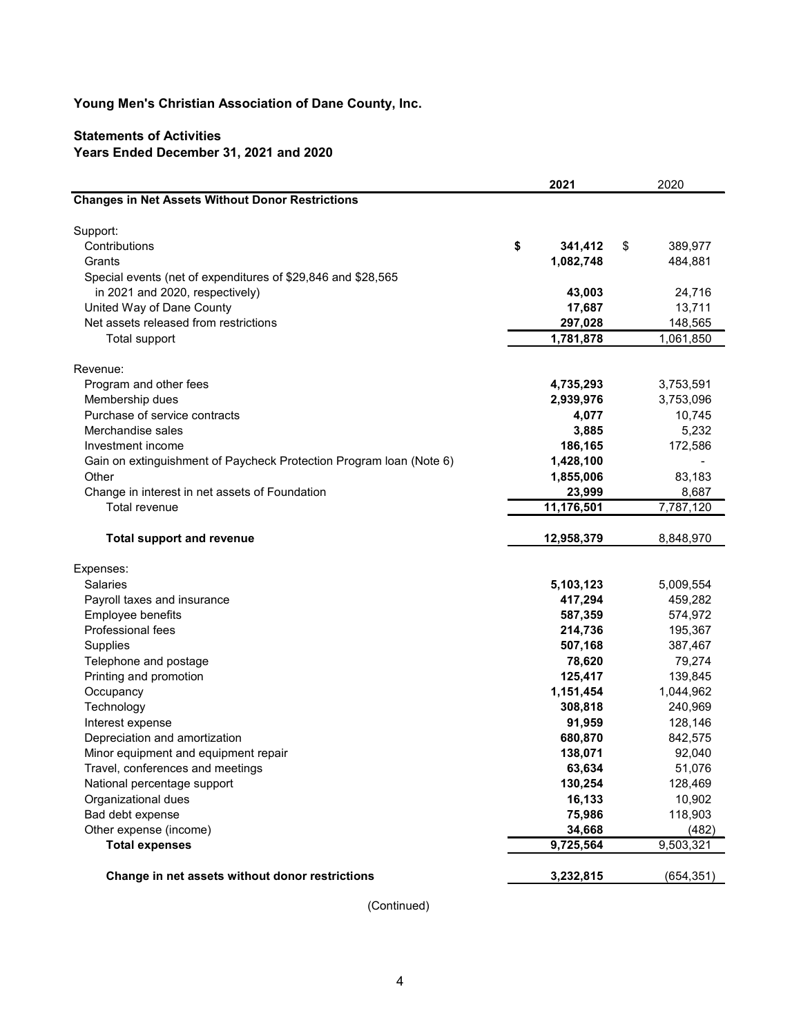**Young Men's Christian Association of Dane County, Inc.**

**Statements of Activities**
**Years Ended December 31, 2021 and 2020**

| | **2021** | 2020 |
|---|---|---|
| **Changes in Net Assets Without Donor Restrictions** | | |
| Support: | | |
| Contributions | **$ 341,412** | $ 389,977 |
| Grants | **1,082,748** | 484,881 |
| Special events (net of expenditures of $29,846 and $28,565 in 2021 and 2020, respectively) | **43,003** | 24,716 |
| United Way of Dane County | **17,687** | 13,711 |
| Net assets released from restrictions | **297,028** | 148,565 |
| Total support | **1,781,878** | 1,061,850 |
| Revenue: | | |
| Program and other fees | **4,735,293** | 3,753,591 |
| Membership dues | **2,939,976** | 3,753,096 |
| Purchase of service contracts | **4,077** | 10,745 |
| Merchandise sales | **3,885** | 5,232 |
| Investment income | **186,165** | 172,586 |
| Gain on extinguishment of Paycheck Protection Program loan (Note 6) | **1,428,100** | - |
| Other | **1,855,006** | 83,183 |
| Change in interest in net assets of Foundation | **23,999** | 8,687 |
| Total revenue | **11,176,501** | 7,787,120 |
| **Total support and revenue** | **12,958,379** | 8,848,970 |
| Expenses: | | |
| Salaries | **5,103,123** | 5,009,554 |
| Payroll taxes and insurance | **417,294** | 459,282 |
| Employee benefits | **587,359** | 574,972 |
| Professional fees | **214,736** | 195,367 |
| Supplies | **507,168** | 387,467 |
| Telephone and postage | **78,620** | 79,274 |
| Printing and promotion | **125,417** | 139,845 |
| Occupancy | **1,151,454** | 1,044,962 |
| Technology | **308,818** | 240,969 |
| Interest expense | **91,959** | 128,146 |
| Depreciation and amortization | **680,870** | 842,575 |
| Minor equipment and equipment repair | **138,071** | 92,040 |
| Travel, conferences and meetings | **63,634** | 51,076 |
| National percentage support | **130,254** | 128,469 |
| Organizational dues | **16,133** | 10,902 |
| Bad debt expense | **75,986** | 118,903 |
| Other expense (income) | **34,668** | (482) |
| **Total expenses** | **9,725,564** | 9,503,321 |
| **Change in net assets without donor restrictions** | **3,232,815** | (654,351) |

(Continued)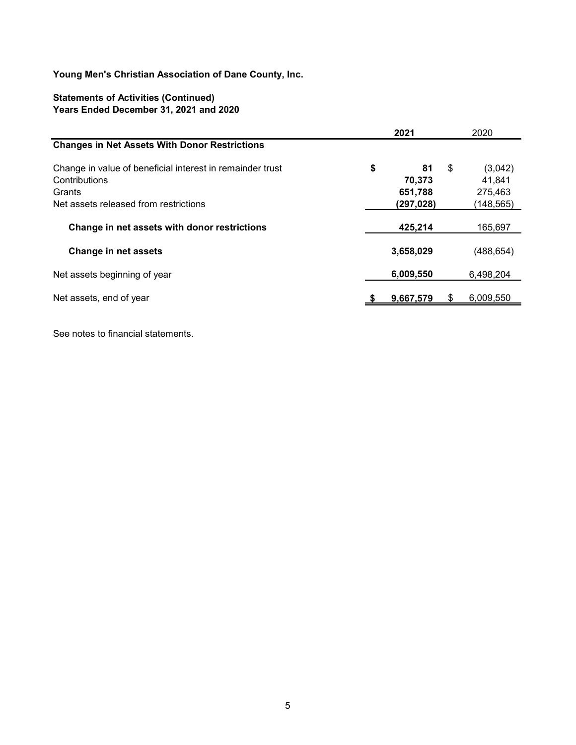**Young Men's Christian Association of Dane County, Inc.**

**Statements of Activities (Continued)**
**Years Ended December 31, 2021 and 2020**

| | 2021 | 2020 |
|---|---|---|
| **Changes in Net Assets With Donor Restrictions** | | |
| Change in value of beneficial interest in remainder trust | **$ 81** | $ (3,042) |
| Contributions | **70,373** | 41,841 |
| Grants | **651,788** | 275,463 |
| Net assets released from restrictions | **(297,028)** | (148,565) |
| **Change in net assets with donor restrictions** | **425,214** | 165,697 |
| **Change in net assets** | **3,658,029** | (488,654) |
| Net assets beginning of year | **6,009,550** | 6,498,204 |
| Net assets, end of year | **$ 9,667,579** | $ 6,009,550 |

See notes to financial statements.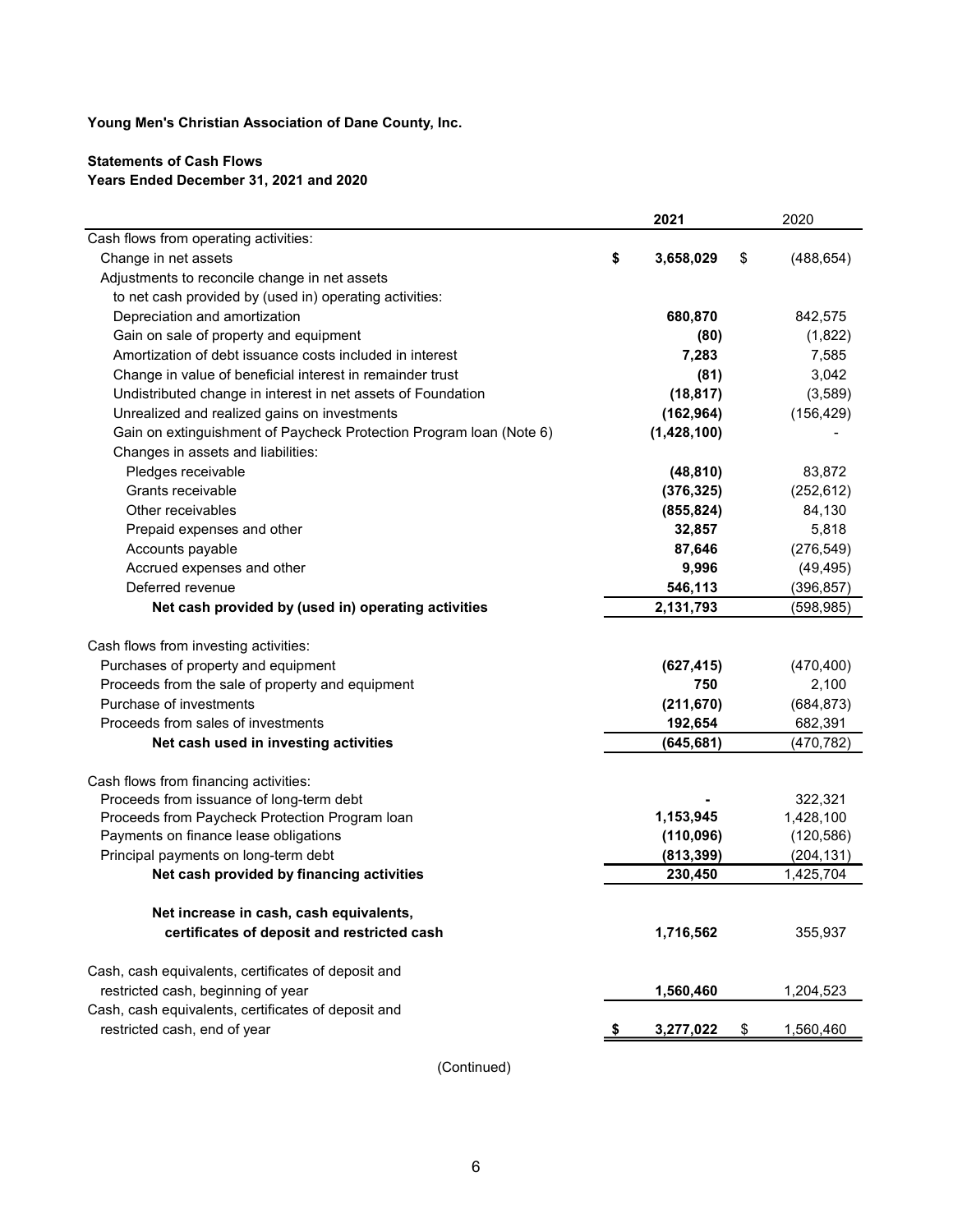**Young Men's Christian Association of Dane County, Inc.**

**Statements of Cash Flows**
**Years Ended December 31, 2021 and 2020**

| | **2021** | 2020 |
|---|---|---|
| Cash flows from operating activities: | | |
| Change in net assets | **$ 3,658,029** | $ (488,654) |
| Adjustments to reconcile change in net assets to net cash provided by (used in) operating activities: | | |
| Depreciation and amortization | **680,870** | 842,575 |
| Gain on sale of property and equipment | **(80)** | (1,822) |
| Amortization of debt issuance costs included in interest | **7,283** | 7,585 |
| Change in value of beneficial interest in remainder trust | **(81)** | 3,042 |
| Undistributed change in interest in net assets of Foundation | **(18,817)** | (3,589) |
| Unrealized and realized gains on investments | **(162,964)** | (156,429) |
| Gain on extinguishment of Paycheck Protection Program loan (Note 6) | **(1,428,100)** | - |
| Changes in assets and liabilities: | | |
| Pledges receivable | **(48,810)** | 83,872 |
| Grants receivable | **(376,325)** | (252,612) |
| Other receivables | **(855,824)** | 84,130 |
| Prepaid expenses and other | **32,857** | 5,818 |
| Accounts payable | **87,646** | (276,549) |
| Accrued expenses and other | **9,996** | (49,495) |
| Deferred revenue | **546,113** | (396,857) |
| **Net cash provided by (used in) operating activities** | **2,131,793** | (598,985) |
| Cash flows from investing activities: | | |
| Purchases of property and equipment | **(627,415)** | (470,400) |
| Proceeds from the sale of property and equipment | **750** | 2,100 |
| Purchase of investments | **(211,670)** | (684,873) |
| Proceeds from sales of investments | **192,654** | 682,391 |
| **Net cash used in investing activities** | **(645,681)** | (470,782) |
| Cash flows from financing activities: | | |
| Proceeds from issuance of long-term debt | **-** | 322,321 |
| Proceeds from Paycheck Protection Program loan | **1,153,945** | 1,428,100 |
| Payments on finance lease obligations | **(110,096)** | (120,586) |
| Principal payments on long-term debt | **(813,399)** | (204,131) |
| **Net cash provided by financing activities** | **230,450** | 1,425,704 |
| **Net increase in cash, cash equivalents, certificates of deposit and restricted cash** | **1,716,562** | 355,937 |
| Cash, cash equivalents, certificates of deposit and restricted cash, beginning of year | **1,560,460** | 1,204,523 |
| Cash, cash equivalents, certificates of deposit and restricted cash, end of year | **$ 3,277,022** | $ 1,560,460 |

(Continued)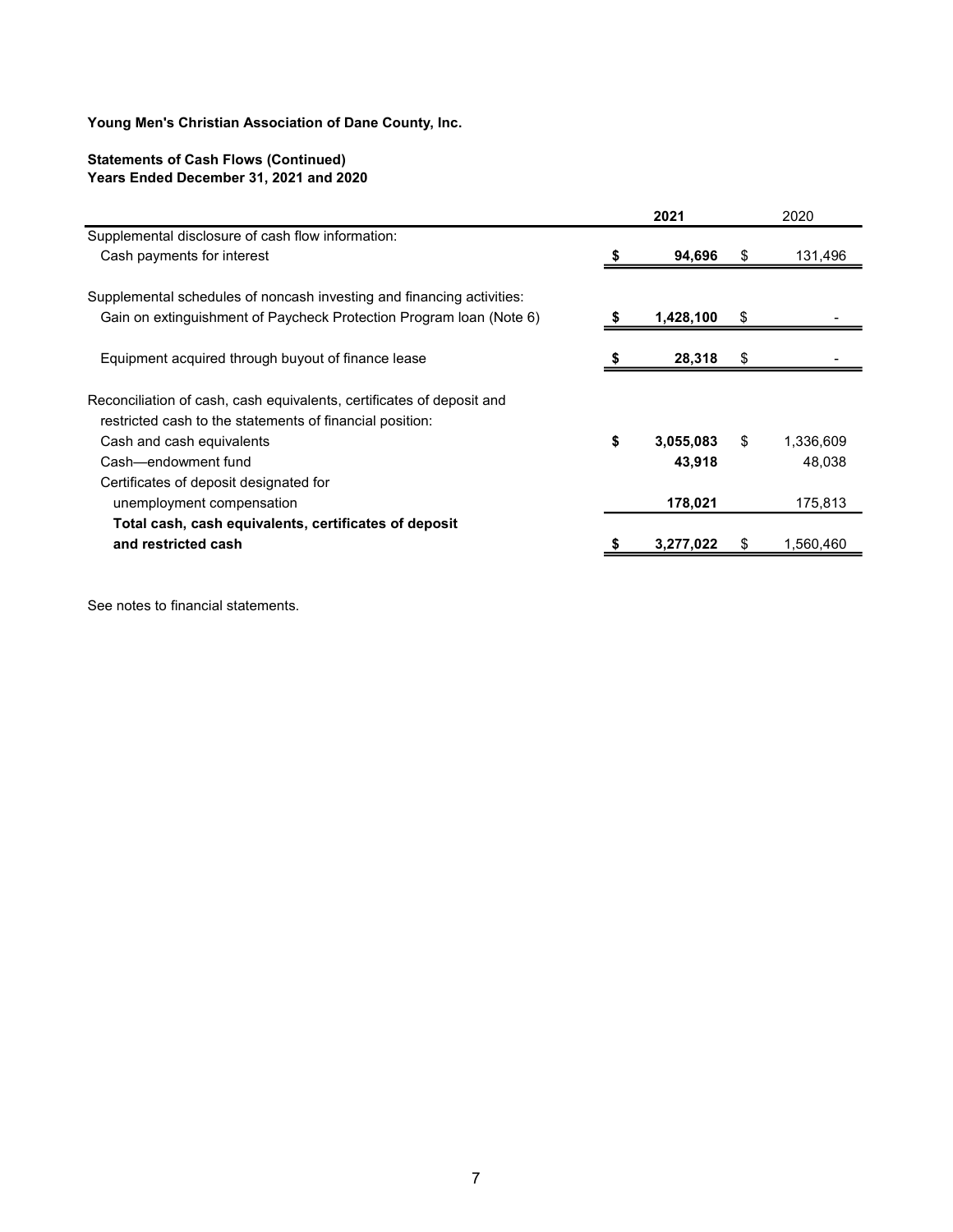**Young Men's Christian Association of Dane County, Inc.**

**Statements of Cash Flows (Continued)**
**Years Ended December 31, 2021 and 2020**

| | **2021** | 2020 |
|---|---|---|
| Supplemental disclosure of cash flow information: | | |
| Cash payments for interest | **$ 94,696** | $ 131,496 |
| | | |
| Supplemental schedules of noncash investing and financing activities: | | |
| Gain on extinguishment of Paycheck Protection Program loan (Note 6) | **$ 1,428,100** | $ - |
| | | |
| Equipment acquired through buyout of finance lease | **$ 28,318** | $ - |
| | | |
| Reconciliation of cash, cash equivalents, certificates of deposit and restricted cash to the statements of financial position: | | |
| Cash and cash equivalents | **$ 3,055,083** | $ 1,336,609 |
| Cash—endowment fund | **43,918** | 48,038 |
| Certificates of deposit designated for unemployment compensation | **178,021** | 175,813 |
| **Total cash, cash equivalents, certificates of deposit and restricted cash** | **$ 3,277,022** | $ 1,560,460 |

See notes to financial statements.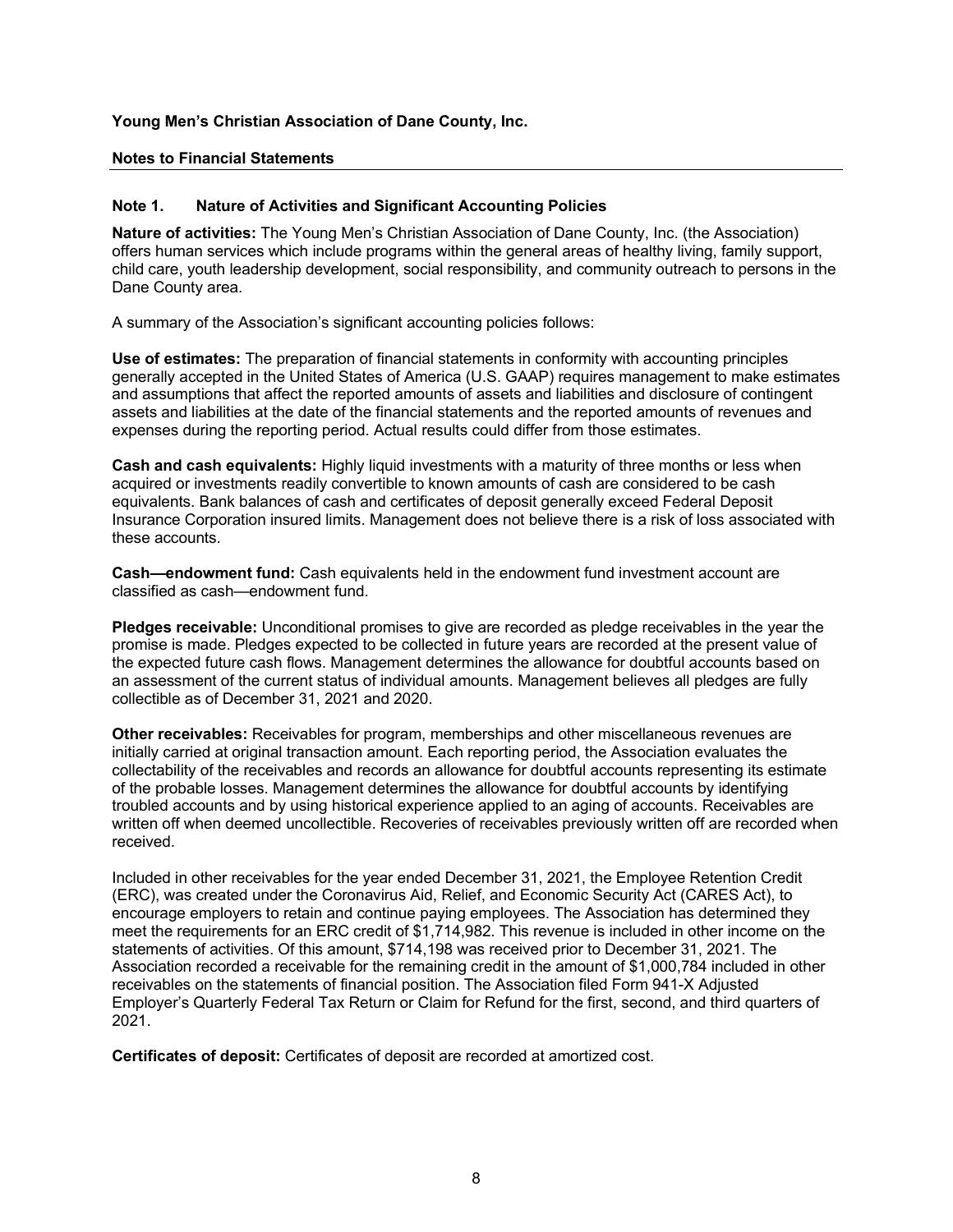**Young Men's Christian Association of Dane County, Inc.**

**Notes to Financial Statements**

## Note 1. Nature of Activities and Significant Accounting Policies

**Nature of activities:** The Young Men's Christian Association of Dane County, Inc. (the Association) offers human services which include programs within the general areas of healthy living, family support, child care, youth leadership development, social responsibility, and community outreach to persons in the Dane County area.

A summary of the Association's significant accounting policies follows:

**Use of estimates:** The preparation of financial statements in conformity with accounting principles generally accepted in the United States of America (U.S. GAAP) requires management to make estimates and assumptions that affect the reported amounts of assets and liabilities and disclosure of contingent assets and liabilities at the date of the financial statements and the reported amounts of revenues and expenses during the reporting period. Actual results could differ from those estimates.

**Cash and cash equivalents:** Highly liquid investments with a maturity of three months or less when acquired or investments readily convertible to known amounts of cash are considered to be cash equivalents. Bank balances of cash and certificates of deposit generally exceed Federal Deposit Insurance Corporation insured limits. Management does not believe there is a risk of loss associated with these accounts.

**Cash—endowment fund:** Cash equivalents held in the endowment fund investment account are classified as cash—endowment fund.

**Pledges receivable:** Unconditional promises to give are recorded as pledge receivables in the year the promise is made. Pledges expected to be collected in future years are recorded at the present value of the expected future cash flows. Management determines the allowance for doubtful accounts based on an assessment of the current status of individual amounts. Management believes all pledges are fully collectible as of December 31, 2021 and 2020.

**Other receivables:** Receivables for program, memberships and other miscellaneous revenues are initially carried at original transaction amount. Each reporting period, the Association evaluates the collectability of the receivables and records an allowance for doubtful accounts representing its estimate of the probable losses. Management determines the allowance for doubtful accounts by identifying troubled accounts and by using historical experience applied to an aging of accounts. Receivables are written off when deemed uncollectible. Recoveries of receivables previously written off are recorded when received.

Included in other receivables for the year ended December 31, 2021, the Employee Retention Credit (ERC), was created under the Coronavirus Aid, Relief, and Economic Security Act (CARES Act), to encourage employers to retain and continue paying employees. The Association has determined they meet the requirements for an ERC credit of $1,714,982. This revenue is included in other income on the statements of activities. Of this amount, $714,198 was received prior to December 31, 2021. The Association recorded a receivable for the remaining credit in the amount of $1,000,784 included in other receivables on the statements of financial position. The Association filed Form 941-X Adjusted Employer's Quarterly Federal Tax Return or Claim for Refund for the first, second, and third quarters of 2021.

**Certificates of deposit:** Certificates of deposit are recorded at amortized cost.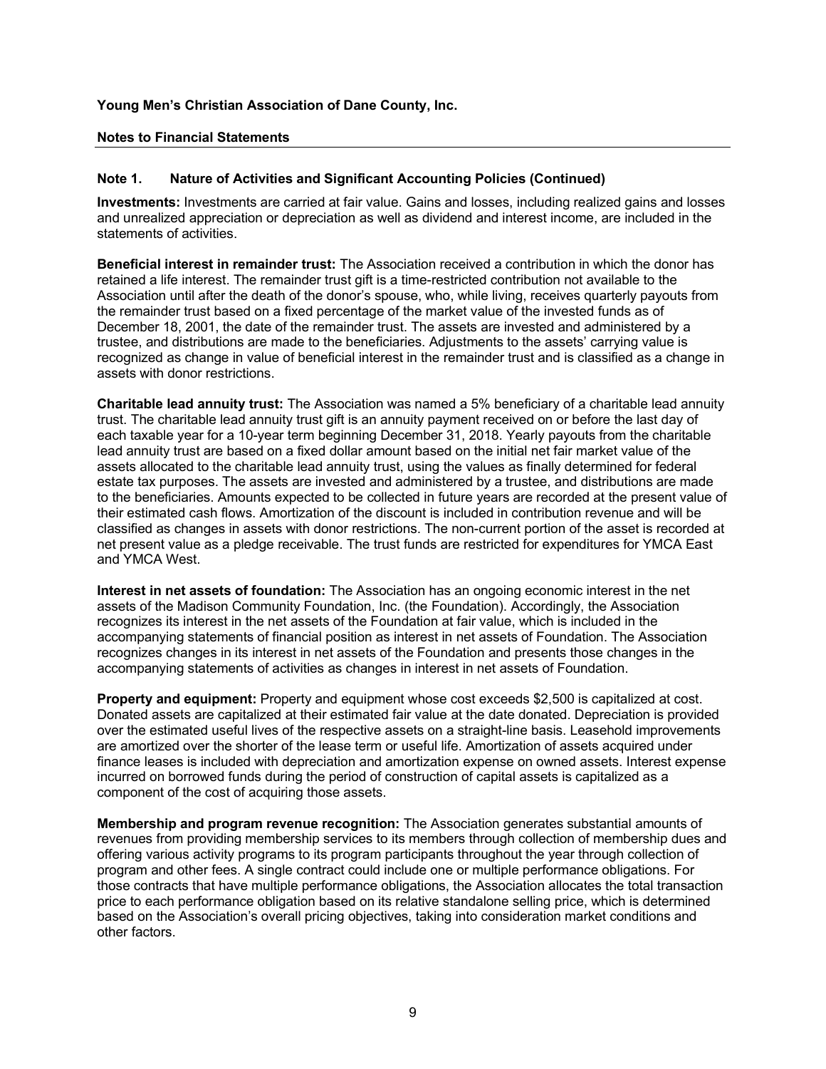**Young Men's Christian Association of Dane County, Inc.**

**Notes to Financial Statements**

**Note 1. Nature of Activities and Significant Accounting Policies (Continued)**

**Investments:** Investments are carried at fair value. Gains and losses, including realized gains and losses and unrealized appreciation or depreciation as well as dividend and interest income, are included in the statements of activities.

**Beneficial interest in remainder trust:** The Association received a contribution in which the donor has retained a life interest. The remainder trust gift is a time-restricted contribution not available to the Association until after the death of the donor's spouse, who, while living, receives quarterly payouts from the remainder trust based on a fixed percentage of the market value of the invested funds as of December 18, 2001, the date of the remainder trust. The assets are invested and administered by a trustee, and distributions are made to the beneficiaries. Adjustments to the assets' carrying value is recognized as change in value of beneficial interest in the remainder trust and is classified as a change in assets with donor restrictions.

**Charitable lead annuity trust:** The Association was named a 5% beneficiary of a charitable lead annuity trust. The charitable lead annuity trust gift is an annuity payment received on or before the last day of each taxable year for a 10-year term beginning December 31, 2018. Yearly payouts from the charitable lead annuity trust are based on a fixed dollar amount based on the initial net fair market value of the assets allocated to the charitable lead annuity trust, using the values as finally determined for federal estate tax purposes. The assets are invested and administered by a trustee, and distributions are made to the beneficiaries. Amounts expected to be collected in future years are recorded at the present value of their estimated cash flows. Amortization of the discount is included in contribution revenue and will be classified as changes in assets with donor restrictions. The non-current portion of the asset is recorded at net present value as a pledge receivable. The trust funds are restricted for expenditures for YMCA East and YMCA West.

**Interest in net assets of foundation:** The Association has an ongoing economic interest in the net assets of the Madison Community Foundation, Inc. (the Foundation). Accordingly, the Association recognizes its interest in the net assets of the Foundation at fair value, which is included in the accompanying statements of financial position as interest in net assets of Foundation. The Association recognizes changes in its interest in net assets of the Foundation and presents those changes in the accompanying statements of activities as changes in interest in net assets of Foundation.

**Property and equipment:** Property and equipment whose cost exceeds $2,500 is capitalized at cost. Donated assets are capitalized at their estimated fair value at the date donated. Depreciation is provided over the estimated useful lives of the respective assets on a straight-line basis. Leasehold improvements are amortized over the shorter of the lease term or useful life. Amortization of assets acquired under finance leases is included with depreciation and amortization expense on owned assets. Interest expense incurred on borrowed funds during the period of construction of capital assets is capitalized as a component of the cost of acquiring those assets.

**Membership and program revenue recognition:** The Association generates substantial amounts of revenues from providing membership services to its members through collection of membership dues and offering various activity programs to its program participants throughout the year through collection of program and other fees. A single contract could include one or multiple performance obligations. For those contracts that have multiple performance obligations, the Association allocates the total transaction price to each performance obligation based on its relative standalone selling price, which is determined based on the Association's overall pricing objectives, taking into consideration market conditions and other factors.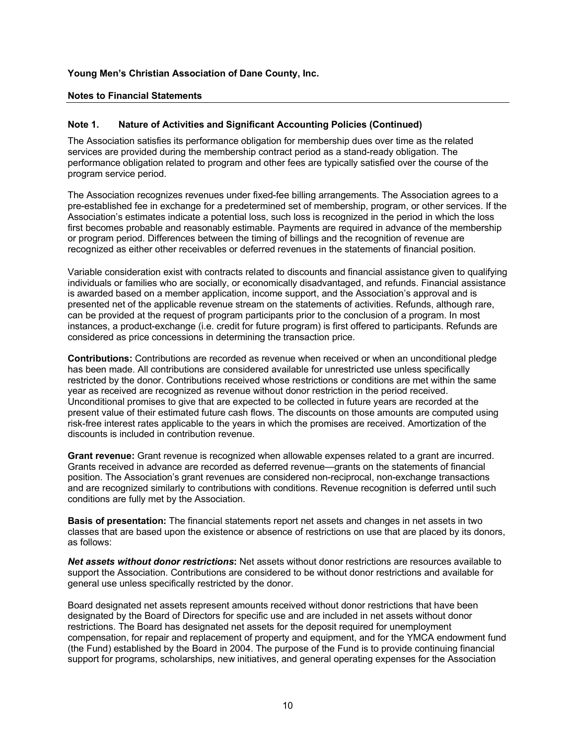**Note 1. Nature of Activities and Significant Accounting Policies (Continued)**

The Association satisfies its performance obligation for membership dues over time as the related services are provided during the membership contract period as a stand-ready obligation. The performance obligation related to program and other fees are typically satisfied over the course of the program service period.

The Association recognizes revenues under fixed-fee billing arrangements. The Association agrees to a pre-established fee in exchange for a predetermined set of membership, program, or other services. If the Association's estimates indicate a potential loss, such loss is recognized in the period in which the loss first becomes probable and reasonably estimable. Payments are required in advance of the membership or program period. Differences between the timing of billings and the recognition of revenue are recognized as either other receivables or deferred revenues in the statements of financial position.

Variable consideration exist with contracts related to discounts and financial assistance given to qualifying individuals or families who are socially, or economically disadvantaged, and refunds. Financial assistance is awarded based on a member application, income support, and the Association's approval and is presented net of the applicable revenue stream on the statements of activities. Refunds, although rare, can be provided at the request of program participants prior to the conclusion of a program. In most instances, a product-exchange (i.e. credit for future program) is first offered to participants. Refunds are considered as price concessions in determining the transaction price.

**Contributions:** Contributions are recorded as revenue when received or when an unconditional pledge has been made. All contributions are considered available for unrestricted use unless specifically restricted by the donor. Contributions received whose restrictions or conditions are met within the same year as received are recognized as revenue without donor restriction in the period received. Unconditional promises to give that are expected to be collected in future years are recorded at the present value of their estimated future cash flows. The discounts on those amounts are computed using risk-free interest rates applicable to the years in which the promises are received. Amortization of the discounts is included in contribution revenue.

**Grant revenue:** Grant revenue is recognized when allowable expenses related to a grant are incurred. Grants received in advance are recorded as deferred revenue—grants on the statements of financial position. The Association's grant revenues are considered non-reciprocal, non-exchange transactions and are recognized similarly to contributions with conditions. Revenue recognition is deferred until such conditions are fully met by the Association.

**Basis of presentation:** The financial statements report net assets and changes in net assets in two classes that are based upon the existence or absence of restrictions on use that are placed by its donors, as follows:

***Net assets without donor restrictions*:** Net assets without donor restrictions are resources available to support the Association. Contributions are considered to be without donor restrictions and available for general use unless specifically restricted by the donor.

Board designated net assets represent amounts received without donor restrictions that have been designated by the Board of Directors for specific use and are included in net assets without donor restrictions. The Board has designated net assets for the deposit required for unemployment compensation, for repair and replacement of property and equipment, and for the YMCA endowment fund (the Fund) established by the Board in 2004. The purpose of the Fund is to provide continuing financial support for programs, scholarships, new initiatives, and general operating expenses for the Association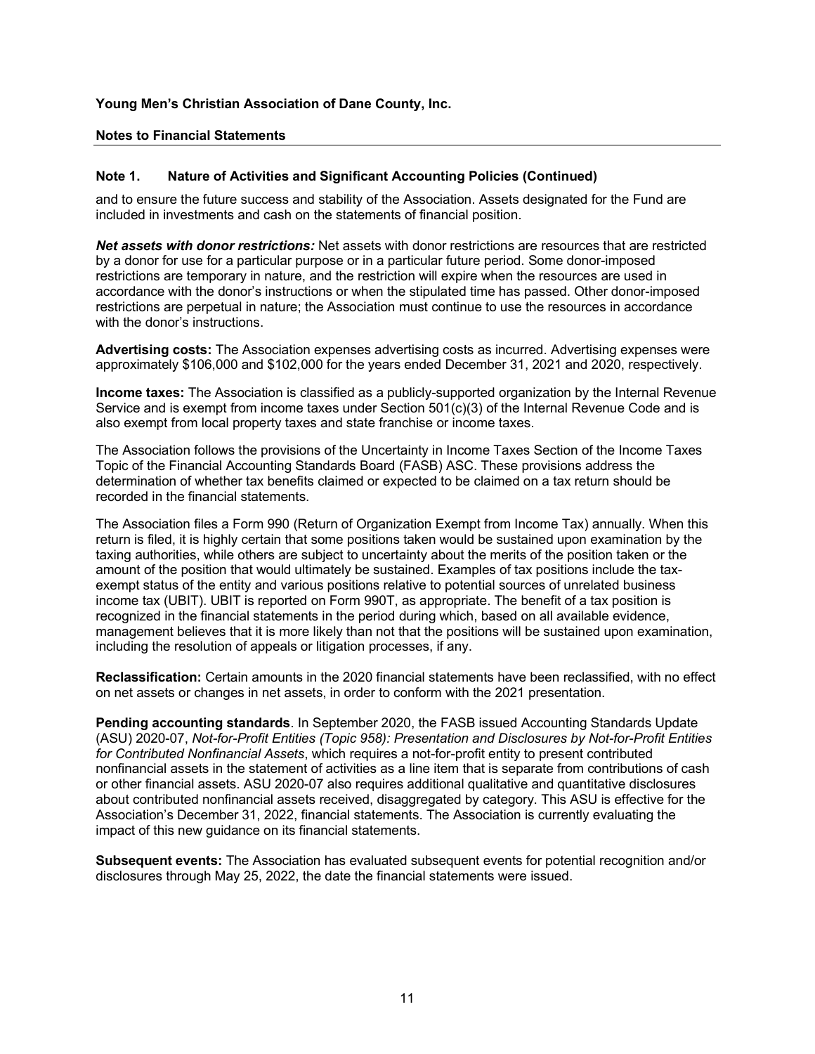**Young Men's Christian Association of Dane County, Inc.**

**Notes to Financial Statements**

## Note 1. Nature of Activities and Significant Accounting Policies (Continued)

and to ensure the future success and stability of the Association. Assets designated for the Fund are included in investments and cash on the statements of financial position.

***Net assets with donor restrictions:*** Net assets with donor restrictions are resources that are restricted by a donor for use for a particular purpose or in a particular future period. Some donor-imposed restrictions are temporary in nature, and the restriction will expire when the resources are used in accordance with the donor's instructions or when the stipulated time has passed. Other donor-imposed restrictions are perpetual in nature; the Association must continue to use the resources in accordance with the donor's instructions.

**Advertising costs:** The Association expenses advertising costs as incurred. Advertising expenses were approximately $106,000 and $102,000 for the years ended December 31, 2021 and 2020, respectively.

**Income taxes:** The Association is classified as a publicly-supported organization by the Internal Revenue Service and is exempt from income taxes under Section 501(c)(3) of the Internal Revenue Code and is also exempt from local property taxes and state franchise or income taxes.

The Association follows the provisions of the Uncertainty in Income Taxes Section of the Income Taxes Topic of the Financial Accounting Standards Board (FASB) ASC. These provisions address the determination of whether tax benefits claimed or expected to be claimed on a tax return should be recorded in the financial statements.

The Association files a Form 990 (Return of Organization Exempt from Income Tax) annually. When this return is filed, it is highly certain that some positions taken would be sustained upon examination by the taxing authorities, while others are subject to uncertainty about the merits of the position taken or the amount of the position that would ultimately be sustained. Examples of tax positions include the tax-exempt status of the entity and various positions relative to potential sources of unrelated business income tax (UBIT). UBIT is reported on Form 990T, as appropriate. The benefit of a tax position is recognized in the financial statements in the period during which, based on all available evidence, management believes that it is more likely than not that the positions will be sustained upon examination, including the resolution of appeals or litigation processes, if any.

**Reclassification:** Certain amounts in the 2020 financial statements have been reclassified, with no effect on net assets or changes in net assets, in order to conform with the 2021 presentation.

**Pending accounting standards**. In September 2020, the FASB issued Accounting Standards Update (ASU) 2020-07, *Not-for-Profit Entities (Topic 958): Presentation and Disclosures by Not-for-Profit Entities for Contributed Nonfinancial Assets*, which requires a not-for-profit entity to present contributed nonfinancial assets in the statement of activities as a line item that is separate from contributions of cash or other financial assets. ASU 2020-07 also requires additional qualitative and quantitative disclosures about contributed nonfinancial assets received, disaggregated by category. This ASU is effective for the Association's December 31, 2022, financial statements. The Association is currently evaluating the impact of this new guidance on its financial statements.

**Subsequent events:** The Association has evaluated subsequent events for potential recognition and/or disclosures through May 25, 2022, the date the financial statements were issued.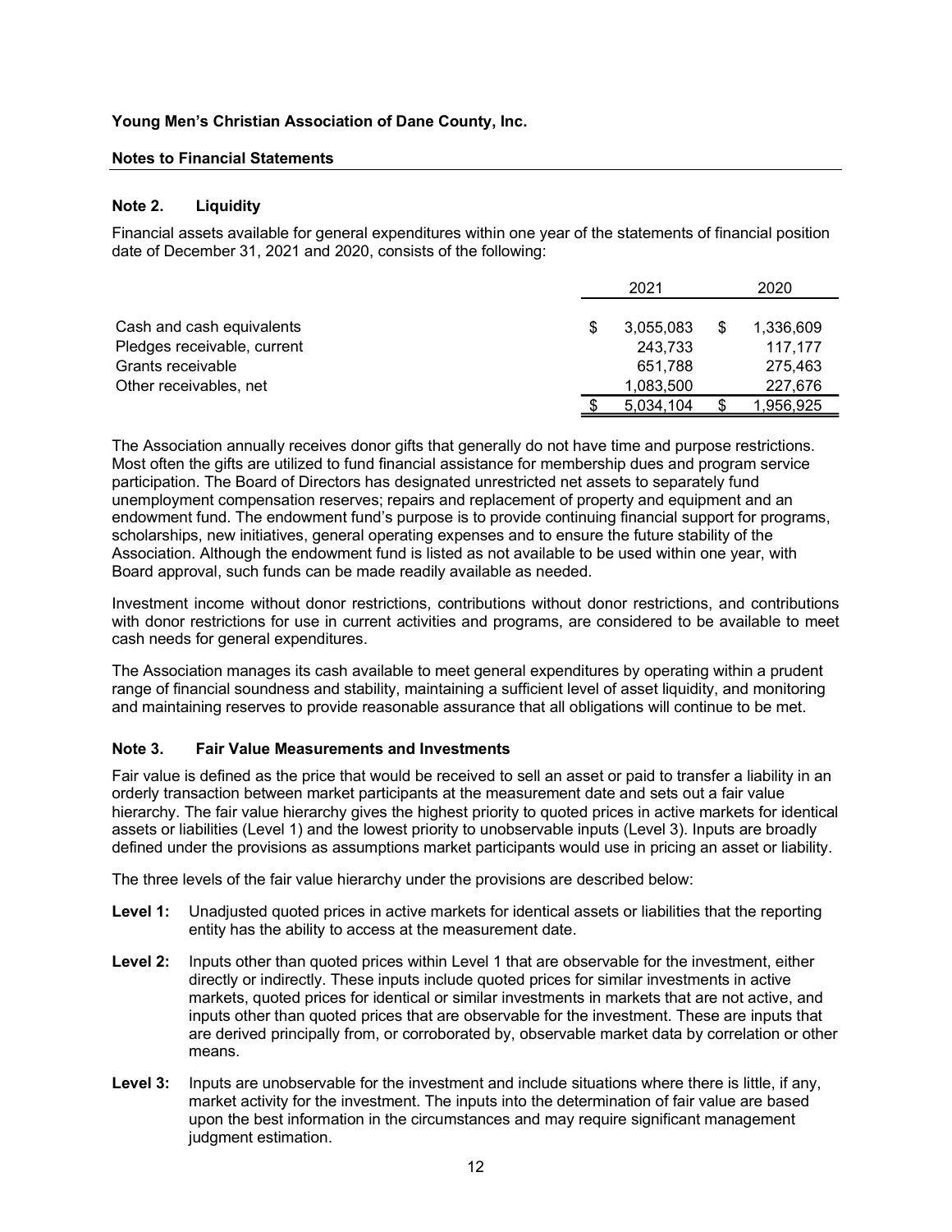**Young Men's Christian Association of Dane County, Inc.**

**Notes to Financial Statements**

## Note 2. Liquidity

Financial assets available for general expenditures within one year of the statements of financial position date of December 31, 2021 and 2020, consists of the following:

| | 2021 | 2020 |
|---|---|---|
| Cash and cash equivalents | $ 3,055,083 | $ 1,336,609 |
| Pledges receivable, current | 243,733 | 117,177 |
| Grants receivable | 651,788 | 275,463 |
| Other receivables, net | 1,083,500 | 227,676 |
| | $ 5,034,104 | $ 1,956,925 |

The Association annually receives donor gifts that generally do not have time and purpose restrictions. Most often the gifts are utilized to fund financial assistance for membership dues and program service participation. The Board of Directors has designated unrestricted net assets to separately fund unemployment compensation reserves; repairs and replacement of property and equipment and an endowment fund. The endowment fund's purpose is to provide continuing financial support for programs, scholarships, new initiatives, general operating expenses and to ensure the future stability of the Association. Although the endowment fund is listed as not available to be used within one year, with Board approval, such funds can be made readily available as needed.

Investment income without donor restrictions, contributions without donor restrictions, and contributions with donor restrictions for use in current activities and programs, are considered to be available to meet cash needs for general expenditures.

The Association manages its cash available to meet general expenditures by operating within a prudent range of financial soundness and stability, maintaining a sufficient level of asset liquidity, and monitoring and maintaining reserves to provide reasonable assurance that all obligations will continue to be met.

## Note 3. Fair Value Measurements and Investments

Fair value is defined as the price that would be received to sell an asset or paid to transfer a liability in an orderly transaction between market participants at the measurement date and sets out a fair value hierarchy. The fair value hierarchy gives the highest priority to quoted prices in active markets for identical assets or liabilities (Level 1) and the lowest priority to unobservable inputs (Level 3). Inputs are broadly defined under the provisions as assumptions market participants would use in pricing an asset or liability.

The three levels of the fair value hierarchy under the provisions are described below:

**Level 1:** Unadjusted quoted prices in active markets for identical assets or liabilities that the reporting entity has the ability to access at the measurement date.

**Level 2:** Inputs other than quoted prices within Level 1 that are observable for the investment, either directly or indirectly. These inputs include quoted prices for similar investments in active markets, quoted prices for identical or similar investments in markets that are not active, and inputs other than quoted prices that are observable for the investment. These are inputs that are derived principally from, or corroborated by, observable market data by correlation or other means.

**Level 3:** Inputs are unobservable for the investment and include situations where there is little, if any, market activity for the investment. The inputs into the determination of fair value are based upon the best information in the circumstances and may require significant management judgment estimation.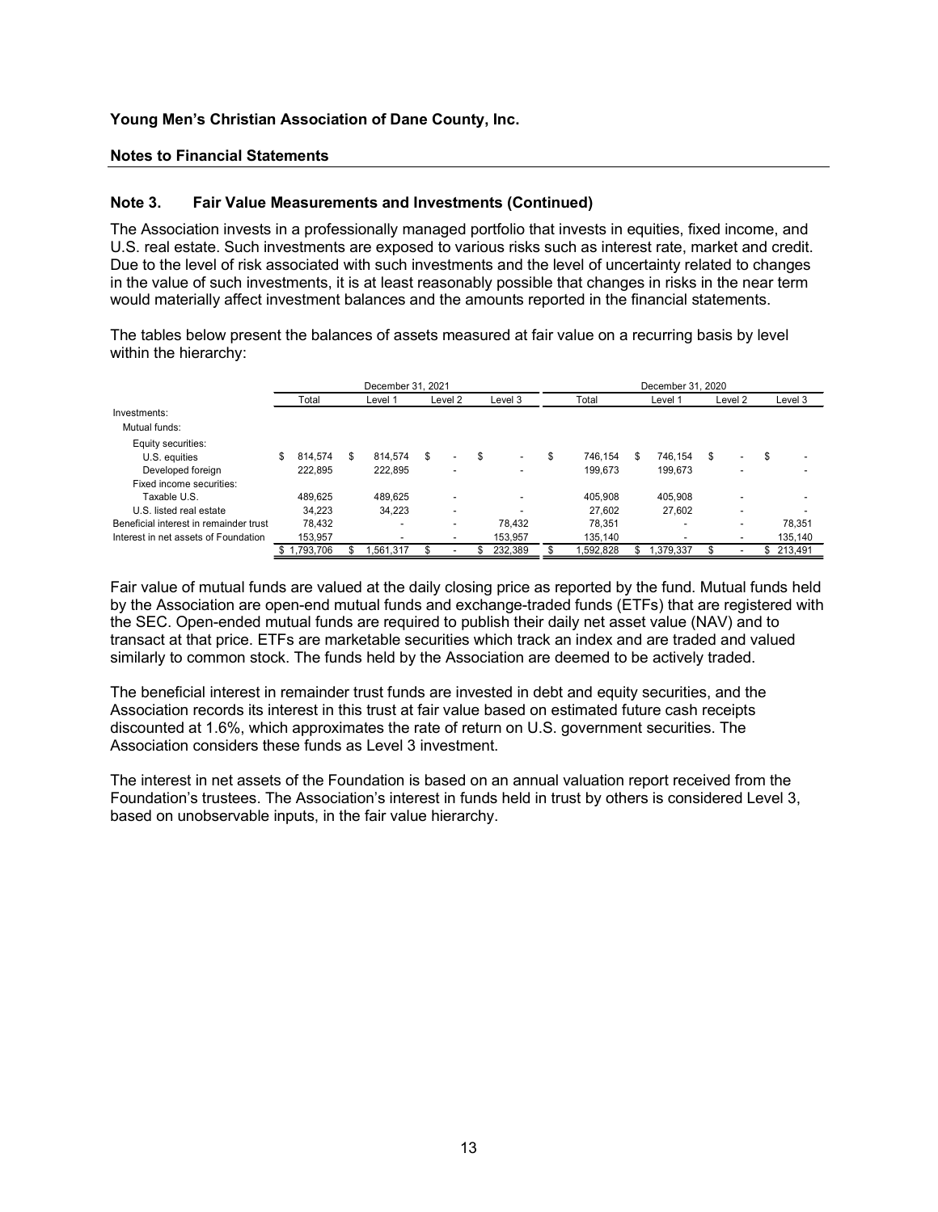Young Men's Christian Association of Dane County, Inc.

**Notes to Financial Statements**

### Note 3. Fair Value Measurements and Investments (Continued)

The Association invests in a professionally managed portfolio that invests in equities, fixed income, and U.S. real estate. Such investments are exposed to various risks such as interest rate, market and credit. Due to the level of risk associated with such investments and the level of uncertainty related to changes in the value of such investments, it is at least reasonably possible that changes in risks in the near term would materially affect investment balances and the amounts reported in the financial statements.

The tables below present the balances of assets measured at fair value on a recurring basis by level within the hierarchy:

| | December 31, 2021 | | | | December 31, 2020 | | | |
|---|---|---|---|---|---|---|---|---|
| | Total | Level 1 | Level 2 | Level 3 | Total | Level 1 | Level 2 | Level 3 |
| Investments: | | | | | | | | |
| Mutual funds: | | | | | | | | |
| Equity securities: | | | | | | | | |
| U.S. equities | $ 814,574 | $ 814,574 | $ - | $ - | $ 746,154 | $ 746,154 | $ - | $ - |
| Developed foreign | 222,895 | 222,895 | - | - | 199,673 | 199,673 | - | - |
| Fixed income securities: | | | | | | | | |
| Taxable U.S. | 489,625 | 489,625 | - | - | 405,908 | 405,908 | - | - |
| U.S. listed real estate | 34,223 | 34,223 | - | - | 27,602 | 27,602 | - | - |
| Beneficial interest in remainder trust | 78,432 | - | - | 78,432 | 78,351 | - | - | 78,351 |
| Interest in net assets of Foundation | 153,957 | - | - | 153,957 | 135,140 | - | - | 135,140 |
| | $ 1,793,706 | $ 1,561,317 | $ - | $ 232,389 | $ 1,592,828 | $ 1,379,337 | $ - | $ 213,491 |

Fair value of mutual funds are valued at the daily closing price as reported by the fund. Mutual funds held by the Association are open-end mutual funds and exchange-traded funds (ETFs) that are registered with the SEC. Open-ended mutual funds are required to publish their daily net asset value (NAV) and to transact at that price. ETFs are marketable securities which track an index and are traded and valued similarly to common stock. The funds held by the Association are deemed to be actively traded.

The beneficial interest in remainder trust funds are invested in debt and equity securities, and the Association records its interest in this trust at fair value based on estimated future cash receipts discounted at 1.6%, which approximates the rate of return on U.S. government securities. The Association considers these funds as Level 3 investment.

The interest in net assets of the Foundation is based on an annual valuation report received from the Foundation's trustees. The Association's interest in funds held in trust by others is considered Level 3, based on unobservable inputs, in the fair value hierarchy.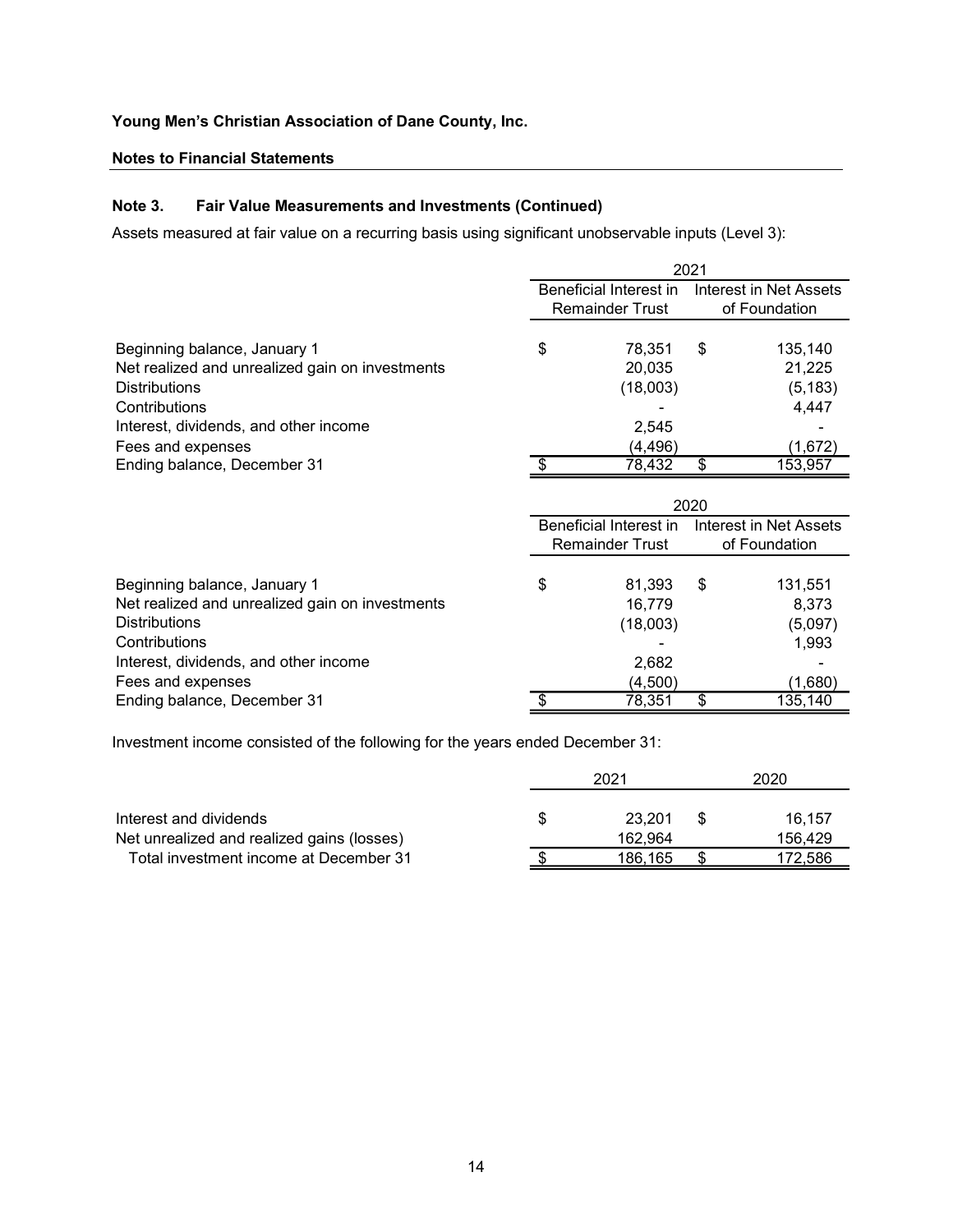**Young Men's Christian Association of Dane County, Inc.**

**Notes to Financial Statements**

## Note 3. Fair Value Measurements and Investments (Continued)

Assets measured at fair value on a recurring basis using significant unobservable inputs (Level 3):

| | 2021 | |
|---|---|---|
| | Beneficial Interest in Remainder Trust | Interest in Net Assets of Foundation |
| Beginning balance, January 1 | $ 78,351 | $ 135,140 |
| Net realized and unrealized gain on investments | 20,035 | 21,225 |
| Distributions | (18,003) | (5,183) |
| Contributions | - | 4,447 |
| Interest, dividends, and other income | 2,545 | - |
| Fees and expenses | (4,496) | (1,672) |
| Ending balance, December 31 | $ 78,432 | $ 153,957 |

| | 2020 | |
|---|---|---|
| | Beneficial Interest in Remainder Trust | Interest in Net Assets of Foundation |
| Beginning balance, January 1 | $ 81,393 | $ 131,551 |
| Net realized and unrealized gain on investments | 16,779 | 8,373 |
| Distributions | (18,003) | (5,097) |
| Contributions | - | 1,993 |
| Interest, dividends, and other income | 2,682 | - |
| Fees and expenses | (4,500) | (1,680) |
| Ending balance, December 31 | $ 78,351 | $ 135,140 |

Investment income consisted of the following for the years ended December 31:

| | 2021 | 2020 |
|---|---|---|
| Interest and dividends | $ 23,201 | $ 16,157 |
| Net unrealized and realized gains (losses) | 162,964 | 156,429 |
| Total investment income at December 31 | $ 186,165 | $ 172,586 |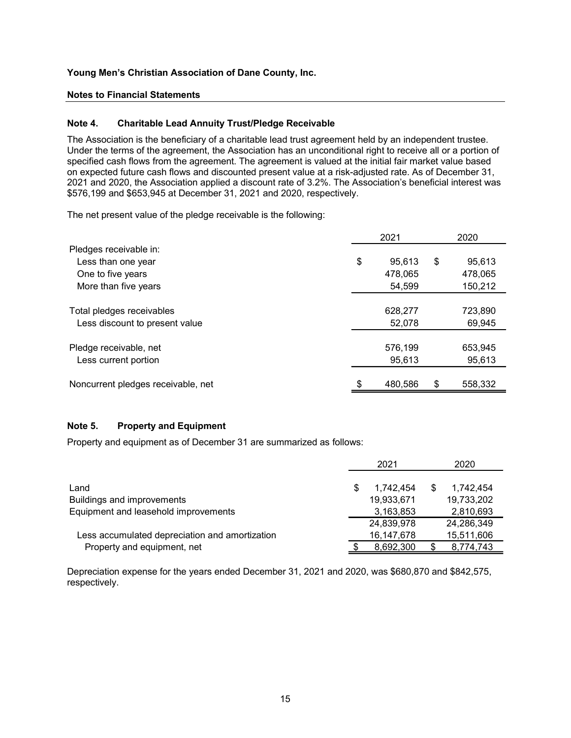**Young Men's Christian Association of Dane County, Inc.**

**Notes to Financial Statements**

## Note 4. Charitable Lead Annuity Trust/Pledge Receivable

The Association is the beneficiary of a charitable lead trust agreement held by an independent trustee. Under the terms of the agreement, the Association has an unconditional right to receive all or a portion of specified cash flows from the agreement. The agreement is valued at the initial fair market value based on expected future cash flows and discounted present value at a risk-adjusted rate. As of December 31, 2021 and 2020, the Association applied a discount rate of 3.2%. The Association's beneficial interest was $576,199 and $653,945 at December 31, 2021 and 2020, respectively.

The net present value of the pledge receivable is the following:

| | 2021 | 2020 |
|---|---|---|
| Pledges receivable in: | | |
| Less than one year | $ 95,613 | $ 95,613 |
| One to five years | 478,065 | 478,065 |
| More than five years | 54,599 | 150,212 |
| Total pledges receivables | 628,277 | 723,890 |
| Less discount to present value | 52,078 | 69,945 |
| Pledge receivable, net | 576,199 | 653,945 |
| Less current portion | 95,613 | 95,613 |
| Noncurrent pledges receivable, net | $ 480,586 | $ 558,332 |

## Note 5. Property and Equipment

Property and equipment as of December 31 are summarized as follows:

| | 2021 | 2020 |
|---|---|---|
| Land | $ 1,742,454 | $ 1,742,454 |
| Buildings and improvements | 19,933,671 | 19,733,202 |
| Equipment and leasehold improvements | 3,163,853 | 2,810,693 |
| | 24,839,978 | 24,286,349 |
| Less accumulated depreciation and amortization | 16,147,678 | 15,511,606 |
| Property and equipment, net | $ 8,692,300 | $ 8,774,743 |

Depreciation expense for the years ended December 31, 2021 and 2020, was $680,870 and $842,575, respectively.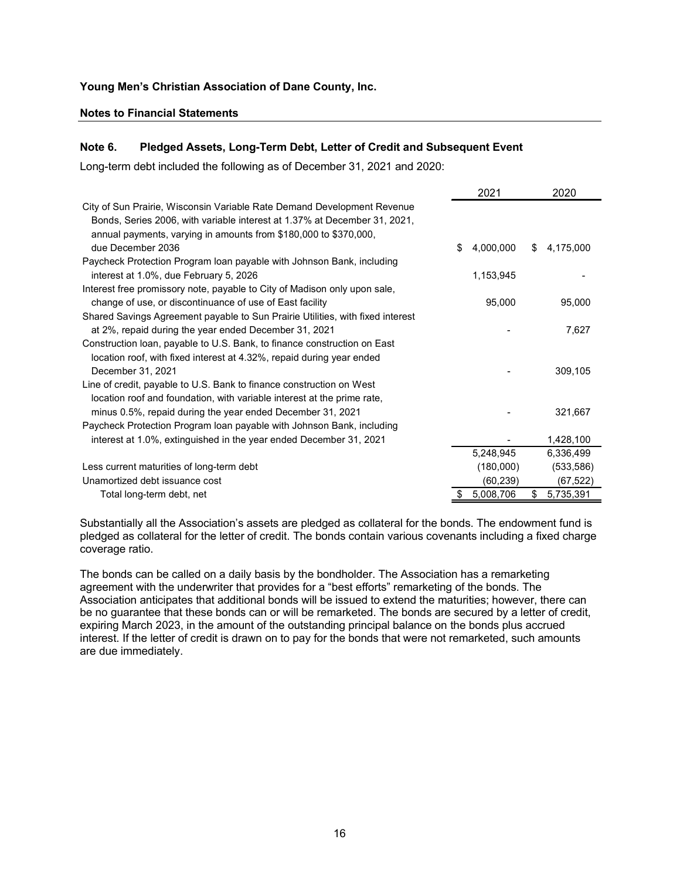**Young Men's Christian Association of Dane County, Inc.**

**Notes to Financial Statements**

## Note 6. Pledged Assets, Long-Term Debt, Letter of Credit and Subsequent Event

Long-term debt included the following as of December 31, 2021 and 2020:

| | 2021 | 2020 |
|---|---|---|
| City of Sun Prairie, Wisconsin Variable Rate Demand Development Revenue Bonds, Series 2006, with variable interest at 1.37% at December 31, 2021, annual payments, varying in amounts from $180,000 to $370,000, due December 2036 | $ 4,000,000 | $ 4,175,000 |
| Paycheck Protection Program loan payable with Johnson Bank, including interest at 1.0%, due February 5, 2026 | 1,153,945 | - |
| Interest free promissory note, payable to City of Madison only upon sale, change of use, or discontinuance of use of East facility | 95,000 | 95,000 |
| Shared Savings Agreement payable to Sun Prairie Utilities, with fixed interest at 2%, repaid during the year ended December 31, 2021 | - | 7,627 |
| Construction loan, payable to U.S. Bank, to finance construction on East location roof, with fixed interest at 4.32%, repaid during year ended December 31, 2021 | - | 309,105 |
| Line of credit, payable to U.S. Bank to finance construction on West location roof and foundation, with variable interest at the prime rate, minus 0.5%, repaid during the year ended December 31, 2021 | - | 321,667 |
| Paycheck Protection Program loan payable with Johnson Bank, including interest at 1.0%, extinguished in the year ended December 31, 2021 | - | 1,428,100 |
| | 5,248,945 | 6,336,499 |
| Less current maturities of long-term debt | (180,000) | (533,586) |
| Unamortized debt issuance cost | (60,239) | (67,522) |
| Total long-term debt, net | $ 5,008,706 | $ 5,735,391 |

Substantially all the Association's assets are pledged as collateral for the bonds. The endowment fund is pledged as collateral for the letter of credit. The bonds contain various covenants including a fixed charge coverage ratio.

The bonds can be called on a daily basis by the bondholder. The Association has a remarketing agreement with the underwriter that provides for a "best efforts" remarketing of the bonds. The Association anticipates that additional bonds will be issued to extend the maturities; however, there can be no guarantee that these bonds can or will be remarketed. The bonds are secured by a letter of credit, expiring March 2023, in the amount of the outstanding principal balance on the bonds plus accrued interest. If the letter of credit is drawn on to pay for the bonds that were not remarketed, such amounts are due immediately.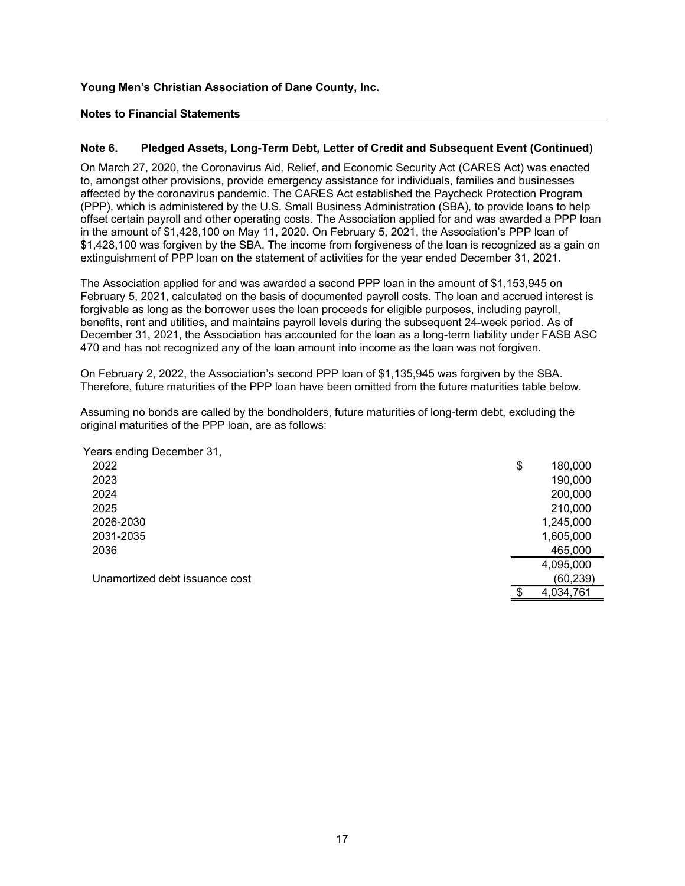**Young Men's Christian Association of Dane County, Inc.**

**Notes to Financial Statements**

## Note 6. Pledged Assets, Long-Term Debt, Letter of Credit and Subsequent Event (Continued)

On March 27, 2020, the Coronavirus Aid, Relief, and Economic Security Act (CARES Act) was enacted to, amongst other provisions, provide emergency assistance for individuals, families and businesses affected by the coronavirus pandemic. The CARES Act established the Paycheck Protection Program (PPP), which is administered by the U.S. Small Business Administration (SBA), to provide loans to help offset certain payroll and other operating costs. The Association applied for and was awarded a PPP loan in the amount of $1,428,100 on May 11, 2020. On February 5, 2021, the Association's PPP loan of $1,428,100 was forgiven by the SBA. The income from forgiveness of the loan is recognized as a gain on extinguishment of PPP loan on the statement of activities for the year ended December 31, 2021.

The Association applied for and was awarded a second PPP loan in the amount of $1,153,945 on February 5, 2021, calculated on the basis of documented payroll costs. The loan and accrued interest is forgivable as long as the borrower uses the loan proceeds for eligible purposes, including payroll, benefits, rent and utilities, and maintains payroll levels during the subsequent 24-week period. As of December 31, 2021, the Association has accounted for the loan as a long-term liability under FASB ASC 470 and has not recognized any of the loan amount into income as the loan was not forgiven.

On February 2, 2022, the Association's second PPP loan of $1,135,945 was forgiven by the SBA. Therefore, future maturities of the PPP loan have been omitted from the future maturities table below.

Assuming no bonds are called by the bondholders, future maturities of long-term debt, excluding the original maturities of the PPP loan, are as follows:

| Years ending December 31, | |
|---|---|
| 2022 | $ 180,000 |
| 2023 | 190,000 |
| 2024 | 200,000 |
| 2025 | 210,000 |
| 2026-2030 | 1,245,000 |
| 2031-2035 | 1,605,000 |
| 2036 | 465,000 |
| | 4,095,000 |
| Unamortized debt issuance cost | (60,239) |
| | $ 4,034,761 |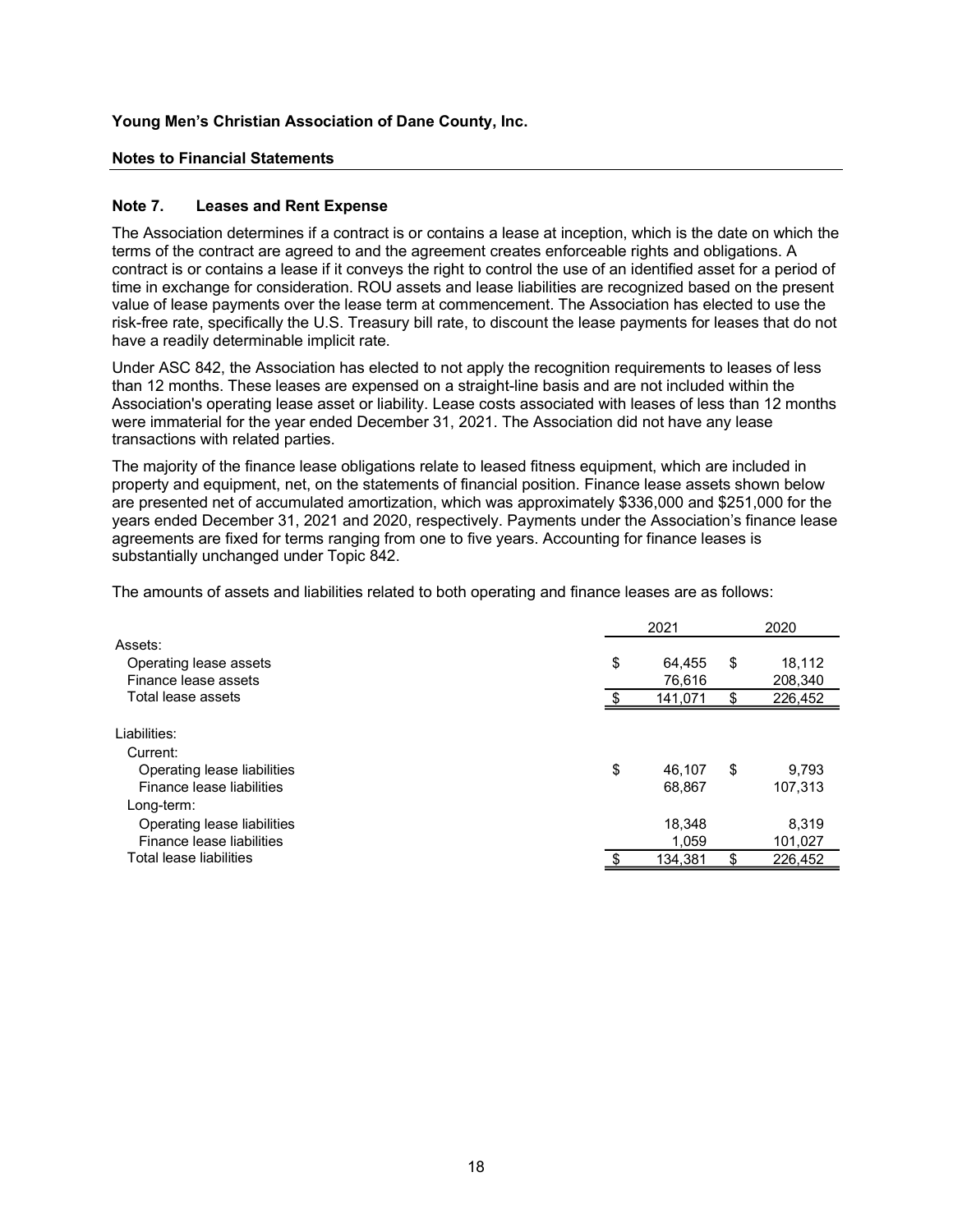**Young Men's Christian Association of Dane County, Inc.**

**Notes to Financial Statements**

## Note 7. Leases and Rent Expense

The Association determines if a contract is or contains a lease at inception, which is the date on which the terms of the contract are agreed to and the agreement creates enforceable rights and obligations. A contract is or contains a lease if it conveys the right to control the use of an identified asset for a period of time in exchange for consideration. ROU assets and lease liabilities are recognized based on the present value of lease payments over the lease term at commencement. The Association has elected to use the risk-free rate, specifically the U.S. Treasury bill rate, to discount the lease payments for leases that do not have a readily determinable implicit rate.

Under ASC 842, the Association has elected to not apply the recognition requirements to leases of less than 12 months. These leases are expensed on a straight-line basis and are not included within the Association's operating lease asset or liability. Lease costs associated with leases of less than 12 months were immaterial for the year ended December 31, 2021. The Association did not have any lease transactions with related parties.

The majority of the finance lease obligations relate to leased fitness equipment, which are included in property and equipment, net, on the statements of financial position. Finance lease assets shown below are presented net of accumulated amortization, which was approximately $336,000 and $251,000 for the years ended December 31, 2021 and 2020, respectively. Payments under the Association's finance lease agreements are fixed for terms ranging from one to five years. Accounting for finance leases is substantially unchanged under Topic 842.

The amounts of assets and liabilities related to both operating and finance leases are as follows:

| | 2021 | 2020 |
|---|---|---|
| Assets: | | |
| Operating lease assets | $ 64,455 | $ 18,112 |
| Finance lease assets | 76,616 | 208,340 |
| Total lease assets | $ 141,071 | $ 226,452 |
| | | |
| Liabilities: | | |
| Current: | | |
| Operating lease liabilities | $ 46,107 | $ 9,793 |
| Finance lease liabilities | 68,867 | 107,313 |
| Long-term: | | |
| Operating lease liabilities | 18,348 | 8,319 |
| Finance lease liabilities | 1,059 | 101,027 |
| Total lease liabilities | $ 134,381 | $ 226,452 |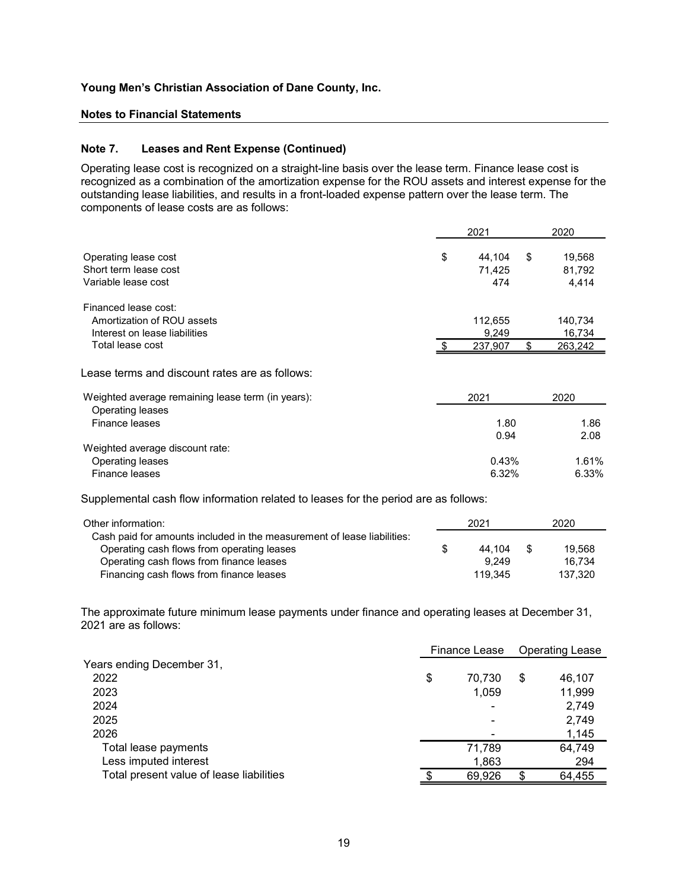**Young Men's Christian Association of Dane County, Inc.**

**Notes to Financial Statements**

### Note 7. Leases and Rent Expense (Continued)

Operating lease cost is recognized on a straight-line basis over the lease term. Finance lease cost is recognized as a combination of the amortization expense for the ROU assets and interest expense for the outstanding lease liabilities, and results in a front-loaded expense pattern over the lease term. The components of lease costs are as follows:

| | 2021 | 2020 |
|---|---|---|
| Operating lease cost | $ 44,104 | $ 19,568 |
| Short term lease cost | 71,425 | 81,792 |
| Variable lease cost | 474 | 4,414 |
| Financed lease cost: | | |
| Amortization of ROU assets | 112,655 | 140,734 |
| Interest on lease liabilities | 9,249 | 16,734 |
| Total lease cost | $ 237,907 | $ 263,242 |

Lease terms and discount rates are as follows:

| | 2021 | 2020 |
|---|---|---|
| Weighted average remaining lease term (in years): | | |
| Operating leases | 1.80 | 1.86 |
| Finance leases | 0.94 | 2.08 |
| Weighted average discount rate: | | |
| Operating leases | 0.43% | 1.61% |
| Finance leases | 6.32% | 6.33% |

Supplemental cash flow information related to leases for the period are as follows:

| Other information: | 2021 | 2020 |
|---|---|---|
| Cash paid for amounts included in the measurement of lease liabilities: | | |
| Operating cash flows from operating leases | $ 44,104 | $ 19,568 |
| Operating cash flows from finance leases | 9,249 | 16,734 |
| Financing cash flows from finance leases | 119,345 | 137,320 |

The approximate future minimum lease payments under finance and operating leases at December 31, 2021 are as follows:

| | Finance Lease | Operating Lease |
|---|---|---|
| Years ending December 31, | | |
| 2022 | $ 70,730 | $ 46,107 |
| 2023 | 1,059 | 11,999 |
| 2024 | - | 2,749 |
| 2025 | - | 2,749 |
| 2026 | - | 1,145 |
| Total lease payments | 71,789 | 64,749 |
| Less imputed interest | 1,863 | 294 |
| Total present value of lease liabilities | $ 69,926 | $ 64,455 |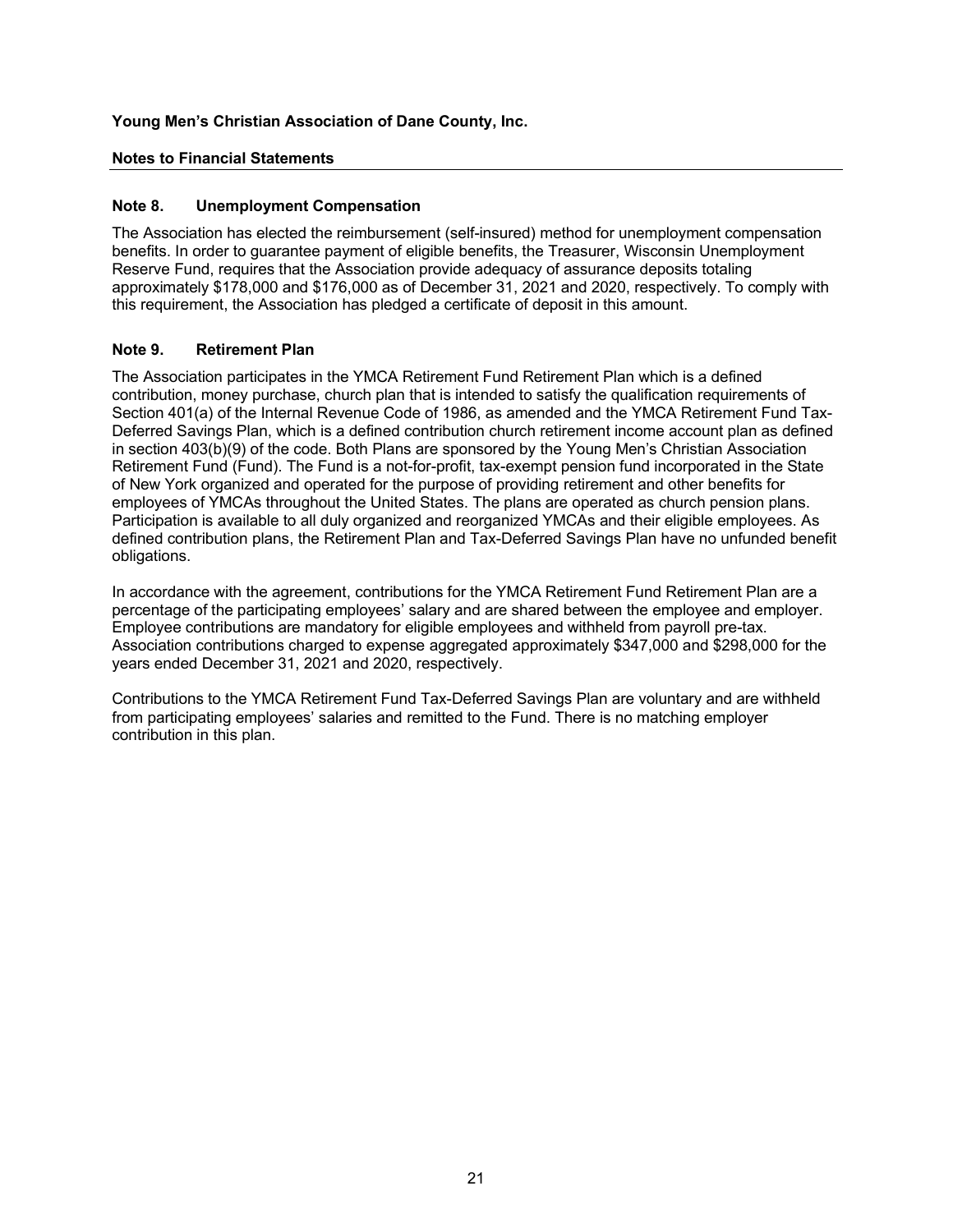**Young Men's Christian Association of Dane County, Inc.**

**Notes to Financial Statements**

## Note 8. Unemployment Compensation

The Association has elected the reimbursement (self-insured) method for unemployment compensation benefits. In order to guarantee payment of eligible benefits, the Treasurer, Wisconsin Unemployment Reserve Fund, requires that the Association provide adequacy of assurance deposits totaling approximately $178,000 and $176,000 as of December 31, 2021 and 2020, respectively. To comply with this requirement, the Association has pledged a certificate of deposit in this amount.

## Note 9. Retirement Plan

The Association participates in the YMCA Retirement Fund Retirement Plan which is a defined contribution, money purchase, church plan that is intended to satisfy the qualification requirements of Section 401(a) of the Internal Revenue Code of 1986, as amended and the YMCA Retirement Fund Tax-Deferred Savings Plan, which is a defined contribution church retirement income account plan as defined in section 403(b)(9) of the code. Both Plans are sponsored by the Young Men's Christian Association Retirement Fund (Fund). The Fund is a not-for-profit, tax-exempt pension fund incorporated in the State of New York organized and operated for the purpose of providing retirement and other benefits for employees of YMCAs throughout the United States. The plans are operated as church pension plans. Participation is available to all duly organized and reorganized YMCAs and their eligible employees. As defined contribution plans, the Retirement Plan and Tax-Deferred Savings Plan have no unfunded benefit obligations.

In accordance with the agreement, contributions for the YMCA Retirement Fund Retirement Plan are a percentage of the participating employees' salary and are shared between the employee and employer. Employee contributions are mandatory for eligible employees and withheld from payroll pre-tax. Association contributions charged to expense aggregated approximately $347,000 and $298,000 for the years ended December 31, 2021 and 2020, respectively.

Contributions to the YMCA Retirement Fund Tax-Deferred Savings Plan are voluntary and are withheld from participating employees' salaries and remitted to the Fund. There is no matching employer contribution in this plan.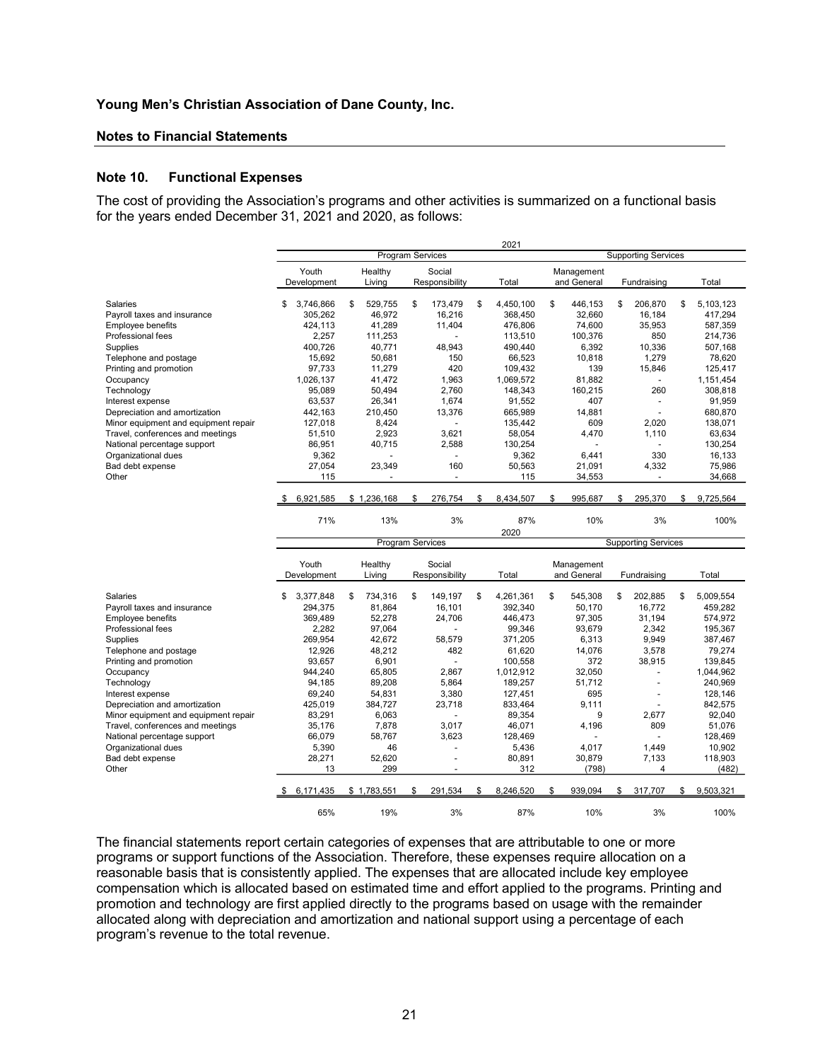# Young Men's Christian Association of Dane County, Inc.

## Notes to Financial Statements

### Note 10. Functional Expenses

The cost of providing the Association's programs and other activities is summarized on a functional basis for the years ended December 31, 2021 and 2020, as follows:

**2021**

| | Program Services | | | | Supporting Services | | |
|---|---|---|---|---|---|---|---|
| | Youth Development | Healthy Living | Social Responsibility | Total | Management and General | Fundraising | Total |
| Salaries | $ 3,746,866 | $ 529,755 | $ 173,479 | $ 4,450,100 | $ 446,153 | $ 206,870 | $ 5,103,123 |
| Payroll taxes and insurance | 305,262 | 46,972 | 16,216 | 368,450 | 32,660 | 16,184 | 417,294 |
| Employee benefits | 424,113 | 41,289 | 11,404 | 476,806 | 74,600 | 35,953 | 587,359 |
| Professional fees | 2,257 | 111,253 | - | 113,510 | 100,376 | 850 | 214,736 |
| Supplies | 400,726 | 40,771 | 48,943 | 490,440 | 6,392 | 10,336 | 507,168 |
| Telephone and postage | 15,692 | 50,681 | 150 | 66,523 | 10,818 | 1,279 | 78,620 |
| Printing and promotion | 97,733 | 11,279 | 420 | 109,432 | 139 | 15,846 | 125,417 |
| Occupancy | 1,026,137 | 41,472 | 1,963 | 1,069,572 | 81,882 | - | 1,151,454 |
| Technology | 95,089 | 50,494 | 2,760 | 148,343 | 160,215 | 260 | 308,818 |
| Interest expense | 63,537 | 26,341 | 1,674 | 91,552 | 407 | - | 91,959 |
| Depreciation and amortization | 442,163 | 210,450 | 13,376 | 665,989 | 14,881 | - | 680,870 |
| Minor equipment and equipment repair | 127,018 | 8,424 | - | 135,442 | 609 | 2,020 | 138,071 |
| Travel, conferences and meetings | 51,510 | 2,923 | 3,621 | 58,054 | 4,470 | 1,110 | 63,634 |
| National percentage support | 86,951 | 40,715 | 2,588 | 130,254 | - | - | 130,254 |
| Organizational dues | 9,362 | - | - | 9,362 | 6,441 | 330 | 16,133 |
| Bad debt expense | 27,054 | 23,349 | 160 | 50,563 | 21,091 | 4,332 | 75,986 |
| Other | 115 | - | - | 115 | 34,553 | - | 34,668 |
| | $ 6,921,585 | $ 1,236,168 | $ 276,754 | $ 8,434,507 | $ 995,687 | $ 295,370 | $ 9,725,564 |
| | 71% | 13% | 3% | 87% | 10% | 3% | 100% |

**2020**

| | Program Services | | | | Supporting Services | | |
|---|---|---|---|---|---|---|---|
| | Youth Development | Healthy Living | Social Responsibility | Total | Management and General | Fundraising | Total |
| Salaries | $ 3,377,848 | $ 734,316 | $ 149,197 | $ 4,261,361 | $ 545,308 | $ 202,885 | $ 5,009,554 |
| Payroll taxes and insurance | 294,375 | 81,864 | 16,101 | 392,340 | 50,170 | 16,772 | 459,282 |
| Employee benefits | 369,489 | 52,278 | 24,706 | 446,473 | 97,305 | 31,194 | 574,972 |
| Professional fees | 2,282 | 97,064 | - | 99,346 | 93,679 | 2,342 | 195,367 |
| Supplies | 269,954 | 42,672 | 58,579 | 371,205 | 6,313 | 9,949 | 387,467 |
| Telephone and postage | 12,926 | 48,212 | 482 | 61,620 | 14,076 | 3,578 | 79,274 |
| Printing and promotion | 93,657 | 6,901 | - | 100,558 | 372 | 38,915 | 139,845 |
| Occupancy | 944,240 | 65,805 | 2,867 | 1,012,912 | 32,050 | - | 1,044,962 |
| Technology | 94,185 | 89,208 | 5,864 | 189,257 | 51,712 | - | 240,969 |
| Interest expense | 69,240 | 54,831 | 3,380 | 127,451 | 695 | - | 128,146 |
| Depreciation and amortization | 425,019 | 384,727 | 23,718 | 833,464 | 9,111 | - | 842,575 |
| Minor equipment and equipment repair | 83,291 | 6,063 | - | 89,354 | 9 | 2,677 | 92,040 |
| Travel, conferences and meetings | 35,176 | 7,878 | 3,017 | 46,071 | 4,196 | 809 | 51,076 |
| National percentage support | 66,079 | 58,767 | 3,623 | 128,469 | - | - | 128,469 |
| Organizational dues | 5,390 | 46 | - | 5,436 | 4,017 | 1,449 | 10,902 |
| Bad debt expense | 28,271 | 52,620 | - | 80,891 | 30,879 | 7,133 | 118,903 |
| Other | 13 | 299 | - | 312 | (798) | 4 | (482) |
| | $ 6,171,435 | $ 1,783,551 | $ 291,534 | $ 8,246,520 | $ 939,094 | $ 317,707 | $ 9,503,321 |
| | 65% | 19% | 3% | 87% | 10% | 3% | 100% |

The financial statements report certain categories of expenses that are attributable to one or more programs or support functions of the Association. Therefore, these expenses require allocation on a reasonable basis that is consistently applied. The expenses that are allocated include key employee compensation which is allocated based on estimated time and effort applied to the programs. Printing and promotion and technology are first applied directly to the programs based on usage with the remainder allocated along with depreciation and amortization and national support using a percentage of each program's revenue to the total revenue.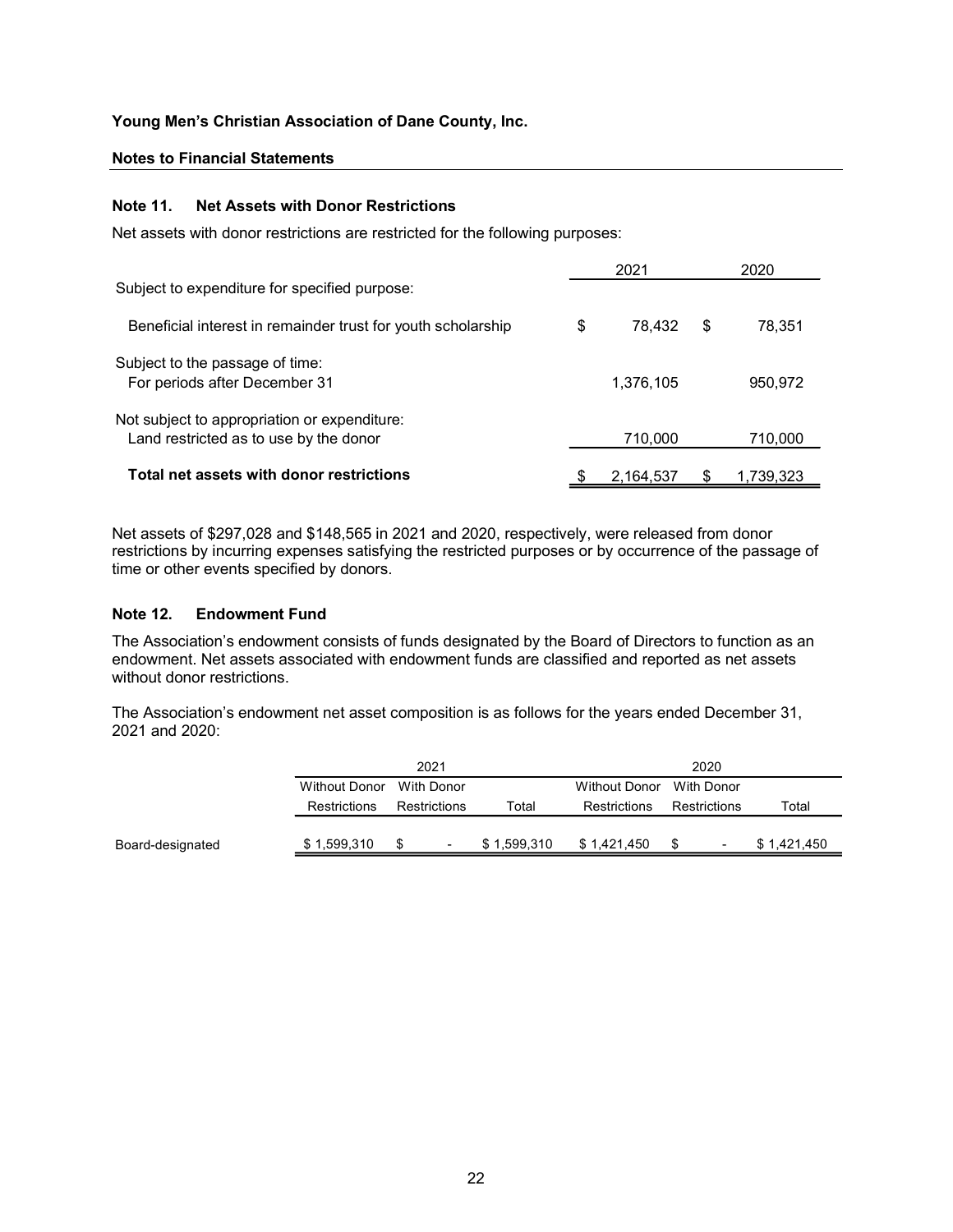**Young Men's Christian Association of Dane County, Inc.**

**Notes to Financial Statements**

### Note 11. Net Assets with Donor Restrictions

Net assets with donor restrictions are restricted for the following purposes:

| | 2021 | 2020 |
|---|---|---|
| Subject to expenditure for specified purpose: | | |
| Beneficial interest in remainder trust for youth scholarship | $ 78,432 | $ 78,351 |
| Subject to the passage of time: For periods after December 31 | 1,376,105 | 950,972 |
| Not subject to appropriation or expenditure: Land restricted as to use by the donor | 710,000 | 710,000 |
| **Total net assets with donor restrictions** | $ 2,164,537 | $ 1,739,323 |

Net assets of $297,028 and $148,565 in 2021 and 2020, respectively, were released from donor restrictions by incurring expenses satisfying the restricted purposes or by occurrence of the passage of time or other events specified by donors.

### Note 12. Endowment Fund

The Association's endowment consists of funds designated by the Board of Directors to function as an endowment. Net assets associated with endowment funds are classified and reported as net assets without donor restrictions.

The Association's endowment net asset composition is as follows for the years ended December 31, 2021 and 2020:

| | 2021 | | | 2020 | | |
|---|---|---|---|---|---|---|
| | Without Donor Restrictions | With Donor Restrictions | Total | Without Donor Restrictions | With Donor Restrictions | Total |
| Board-designated | $ 1,599,310 | $ - | $ 1,599,310 | $ 1,421,450 | $ - | $ 1,421,450 |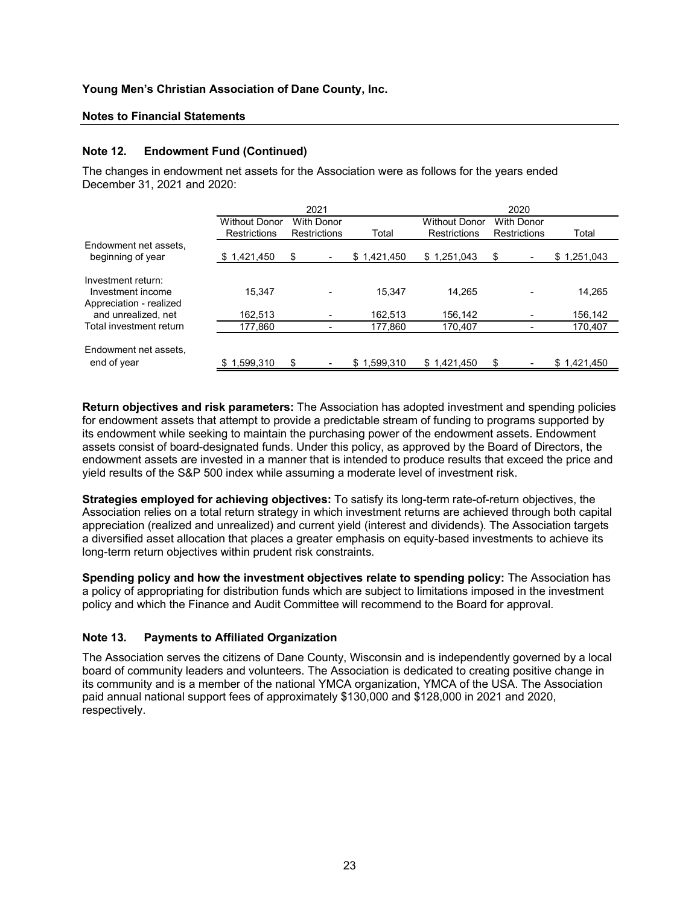**Young Men's Christian Association of Dane County, Inc.**

**Notes to Financial Statements**

### Note 12. Endowment Fund (Continued)

The changes in endowment net assets for the Association were as follows for the years ended December 31, 2021 and 2020:

| | 2021 | | | 2020 | | |
|---|---|---|---|---|---|---|
| | Without Donor Restrictions | With Donor Restrictions | Total | Without Donor Restrictions | With Donor Restrictions | Total |
| Endowment net assets, beginning of year | $ 1,421,450 | $ - | $ 1,421,450 | $ 1,251,043 | $ - | $ 1,251,043 |
| Investment return: | | | | | | |
| Investment income | 15,347 | - | 15,347 | 14,265 | - | 14,265 |
| Appreciation - realized and unrealized, net | 162,513 | - | 162,513 | 156,142 | - | 156,142 |
| Total investment return | 177,860 | - | 177,860 | 170,407 | - | 170,407 |
| Endowment net assets, end of year | $ 1,599,310 | $ - | $ 1,599,310 | $ 1,421,450 | $ - | $ 1,421,450 |

**Return objectives and risk parameters:** The Association has adopted investment and spending policies for endowment assets that attempt to provide a predictable stream of funding to programs supported by its endowment while seeking to maintain the purchasing power of the endowment assets. Endowment assets consist of board-designated funds. Under this policy, as approved by the Board of Directors, the endowment assets are invested in a manner that is intended to produce results that exceed the price and yield results of the S&P 500 index while assuming a moderate level of investment risk.

**Strategies employed for achieving objectives:** To satisfy its long-term rate-of-return objectives, the Association relies on a total return strategy in which investment returns are achieved through both capital appreciation (realized and unrealized) and current yield (interest and dividends). The Association targets a diversified asset allocation that places a greater emphasis on equity-based investments to achieve its long-term return objectives within prudent risk constraints.

**Spending policy and how the investment objectives relate to spending policy:** The Association has a policy of appropriating for distribution funds which are subject to limitations imposed in the investment policy and which the Finance and Audit Committee will recommend to the Board for approval.

### Note 13. Payments to Affiliated Organization

The Association serves the citizens of Dane County, Wisconsin and is independently governed by a local board of community leaders and volunteers. The Association is dedicated to creating positive change in its community and is a member of the national YMCA organization, YMCA of the USA. The Association paid annual national support fees of approximately $130,000 and $128,000 in 2021 and 2020, respectively.